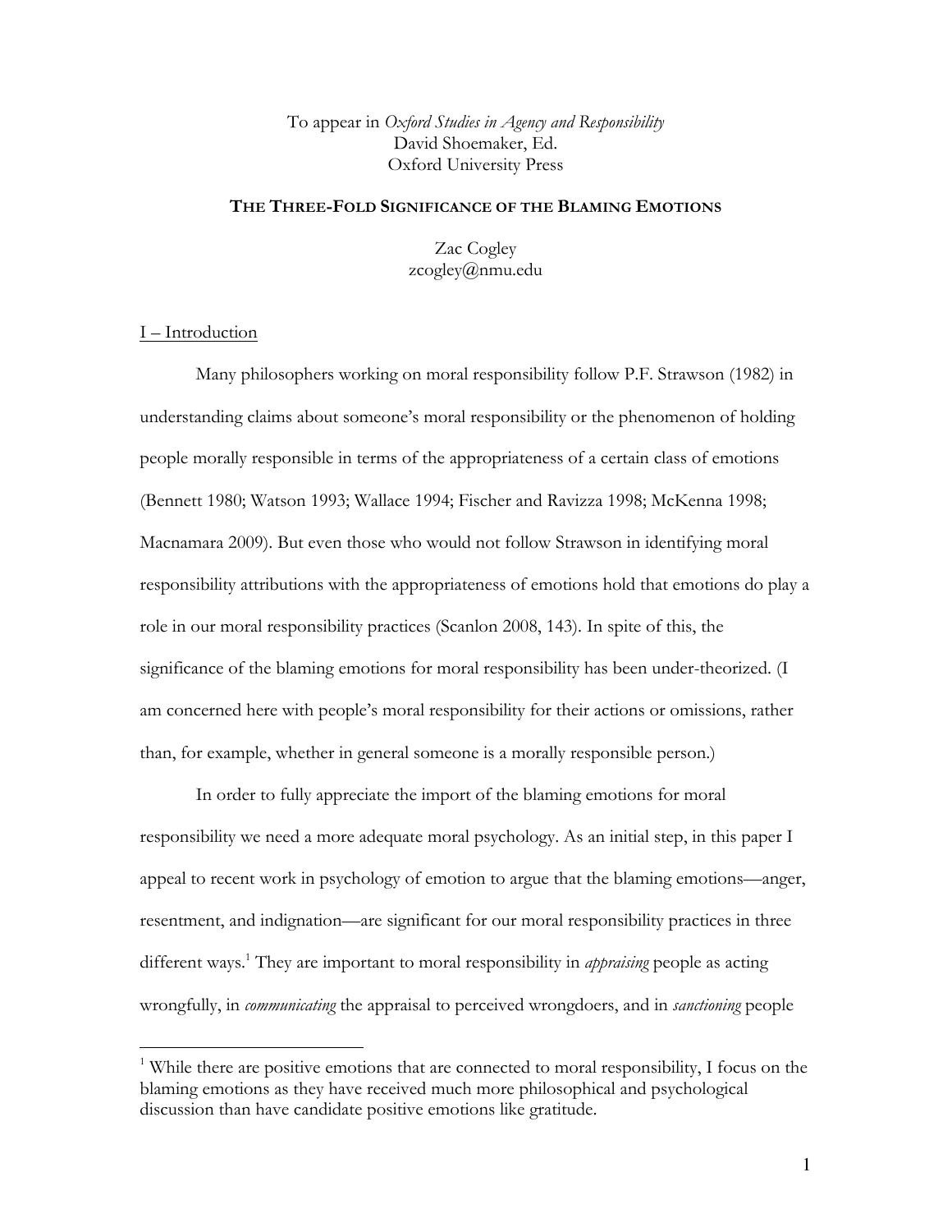To appear in *Oxford Studies in Agency and Responsibility*
David Shoemaker, Ed.
Oxford University Press

# THE THREE-FOLD SIGNIFICANCE OF THE BLAMING EMOTIONS

Zac Cogley
zcogley@nmu.edu

## I – Introduction

Many philosophers working on moral responsibility follow P.F. Strawson (1982) in understanding claims about someone's moral responsibility or the phenomenon of holding people morally responsible in terms of the appropriateness of a certain class of emotions (Bennett 1980; Watson 1993; Wallace 1994; Fischer and Ravizza 1998; McKenna 1998; Macnamara 2009). But even those who would not follow Strawson in identifying moral responsibility attributions with the appropriateness of emotions hold that emotions do play a role in our moral responsibility practices (Scanlon 2008, 143). In spite of this, the significance of the blaming emotions for moral responsibility has been under-theorized. (I am concerned here with people's moral responsibility for their actions or omissions, rather than, for example, whether in general someone is a morally responsible person.)

In order to fully appreciate the import of the blaming emotions for moral responsibility we need a more adequate moral psychology. As an initial step, in this paper I appeal to recent work in psychology of emotion to argue that the blaming emotions—anger, resentment, and indignation—are significant for our moral responsibility practices in three different ways.[1] They are important to moral responsibility in *appraising* people as acting wrongfully, in *communicating* the appraisal to perceived wrongdoers, and in *sanctioning* people

[1] While there are positive emotions that are connected to moral responsibility, I focus on the blaming emotions as they have received much more philosophical and psychological discussion than have candidate positive emotions like gratitude.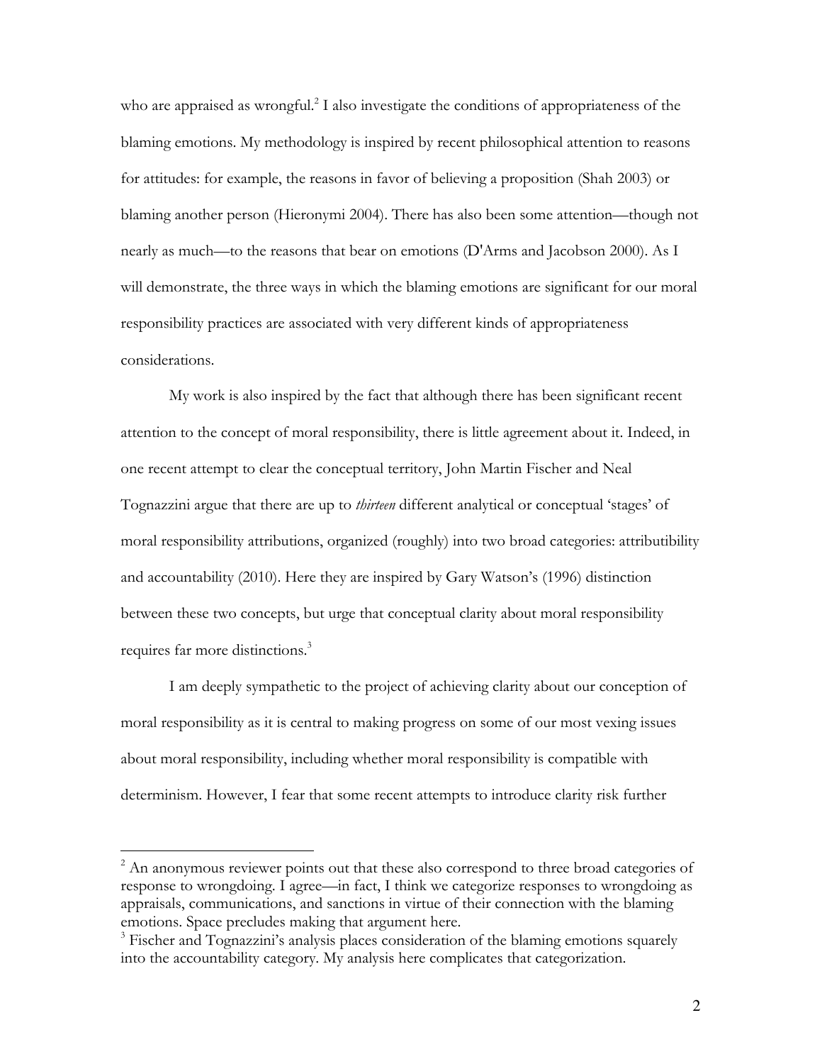who are appraised as wrongful.[2] I also investigate the conditions of appropriateness of the blaming emotions. My methodology is inspired by recent philosophical attention to reasons for attitudes: for example, the reasons in favor of believing a proposition (Shah 2003) or blaming another person (Hieronymi 2004). There has also been some attention—though not nearly as much—to the reasons that bear on emotions (D'Arms and Jacobson 2000). As I will demonstrate, the three ways in which the blaming emotions are significant for our moral responsibility practices are associated with very different kinds of appropriateness considerations.

My work is also inspired by the fact that although there has been significant recent attention to the concept of moral responsibility, there is little agreement about it. Indeed, in one recent attempt to clear the conceptual territory, John Martin Fischer and Neal Tognazzini argue that there are up to *thirteen* different analytical or conceptual 'stages' of moral responsibility attributions, organized (roughly) into two broad categories: attributibility and accountability (2010). Here they are inspired by Gary Watson's (1996) distinction between these two concepts, but urge that conceptual clarity about moral responsibility requires far more distinctions.[3]

I am deeply sympathetic to the project of achieving clarity about our conception of moral responsibility as it is central to making progress on some of our most vexing issues about moral responsibility, including whether moral responsibility is compatible with determinism. However, I fear that some recent attempts to introduce clarity risk further

---

[2] An anonymous reviewer points out that these also correspond to three broad categories of response to wrongdoing. I agree—in fact, I think we categorize responses to wrongdoing as appraisals, communications, and sanctions in virtue of their connection with the blaming emotions. Space precludes making that argument here.

[3] Fischer and Tognazzini's analysis places consideration of the blaming emotions squarely into the accountability category. My analysis here complicates that categorization.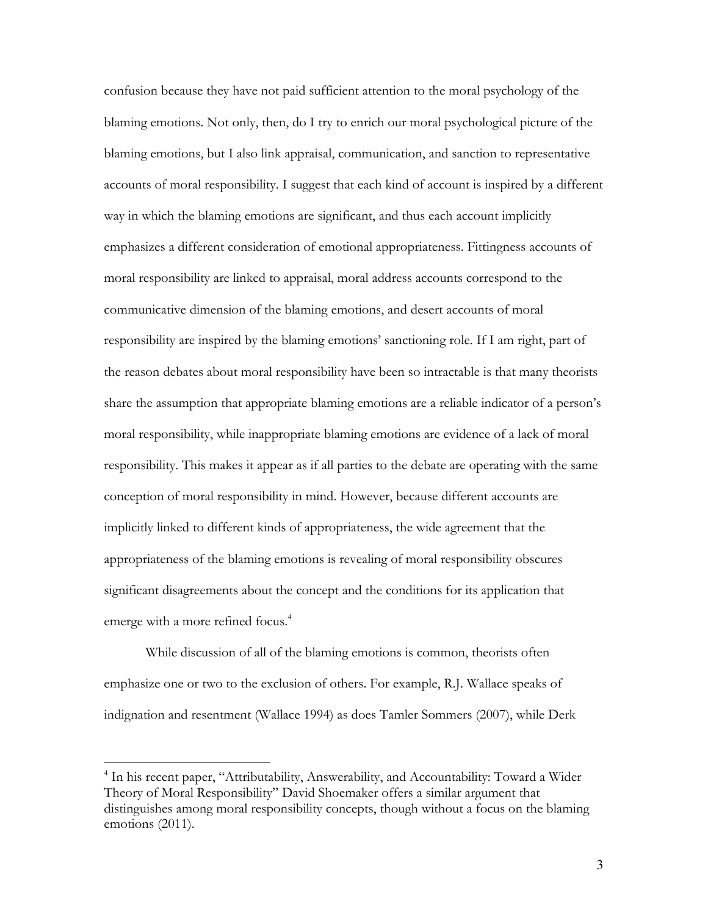confusion because they have not paid sufficient attention to the moral psychology of the blaming emotions. Not only, then, do I try to enrich our moral psychological picture of the blaming emotions, but I also link appraisal, communication, and sanction to representative accounts of moral responsibility. I suggest that each kind of account is inspired by a different way in which the blaming emotions are significant, and thus each account implicitly emphasizes a different consideration of emotional appropriateness. Fittingness accounts of moral responsibility are linked to appraisal, moral address accounts correspond to the communicative dimension of the blaming emotions, and desert accounts of moral responsibility are inspired by the blaming emotions' sanctioning role. If I am right, part of the reason debates about moral responsibility have been so intractable is that many theorists share the assumption that appropriate blaming emotions are a reliable indicator of a person's moral responsibility, while inappropriate blaming emotions are evidence of a lack of moral responsibility. This makes it appear as if all parties to the debate are operating with the same conception of moral responsibility in mind. However, because different accounts are implicitly linked to different kinds of appropriateness, the wide agreement that the appropriateness of the blaming emotions is revealing of moral responsibility obscures significant disagreements about the concept and the conditions for its application that emerge with a more refined focus.[4]

While discussion of all of the blaming emotions is common, theorists often emphasize one or two to the exclusion of others. For example, R.J. Wallace speaks of indignation and resentment (Wallace 1994) as does Tamler Sommers (2007), while Derk

---

[4] In his recent paper, "Attributability, Answerability, and Accountability: Toward a Wider Theory of Moral Responsibility" David Shoemaker offers a similar argument that distinguishes among moral responsibility concepts, though without a focus on the blaming emotions (2011).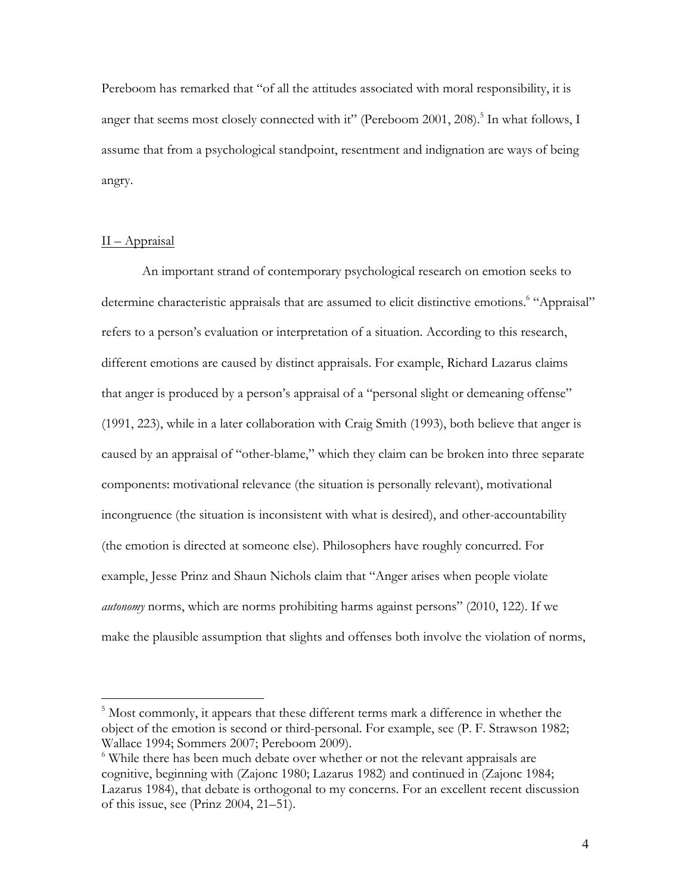Pereboom has remarked that "of all the attitudes associated with moral responsibility, it is anger that seems most closely connected with it" (Pereboom 2001, 208).[5] In what follows, I assume that from a psychological standpoint, resentment and indignation are ways of being angry.

## II – Appraisal

An important strand of contemporary psychological research on emotion seeks to determine characteristic appraisals that are assumed to elicit distinctive emotions.[6] "Appraisal" refers to a person's evaluation or interpretation of a situation. According to this research, different emotions are caused by distinct appraisals. For example, Richard Lazarus claims that anger is produced by a person's appraisal of a "personal slight or demeaning offense" (1991, 223), while in a later collaboration with Craig Smith (1993), both believe that anger is caused by an appraisal of "other-blame," which they claim can be broken into three separate components: motivational relevance (the situation is personally relevant), motivational incongruence (the situation is inconsistent with what is desired), and other-accountability (the emotion is directed at someone else). Philosophers have roughly concurred. For example, Jesse Prinz and Shaun Nichols claim that "Anger arises when people violate *autonomy* norms, which are norms prohibiting harms against persons" (2010, 122). If we make the plausible assumption that slights and offenses both involve the violation of norms,

---

[5] Most commonly, it appears that these different terms mark a difference in whether the object of the emotion is second or third-personal. For example, see (P. F. Strawson 1982; Wallace 1994; Sommers 2007; Pereboom 2009).

[6] While there has been much debate over whether or not the relevant appraisals are cognitive, beginning with (Zajonc 1980; Lazarus 1982) and continued in (Zajonc 1984; Lazarus 1984), that debate is orthogonal to my concerns. For an excellent recent discussion of this issue, see (Prinz 2004, 21–51).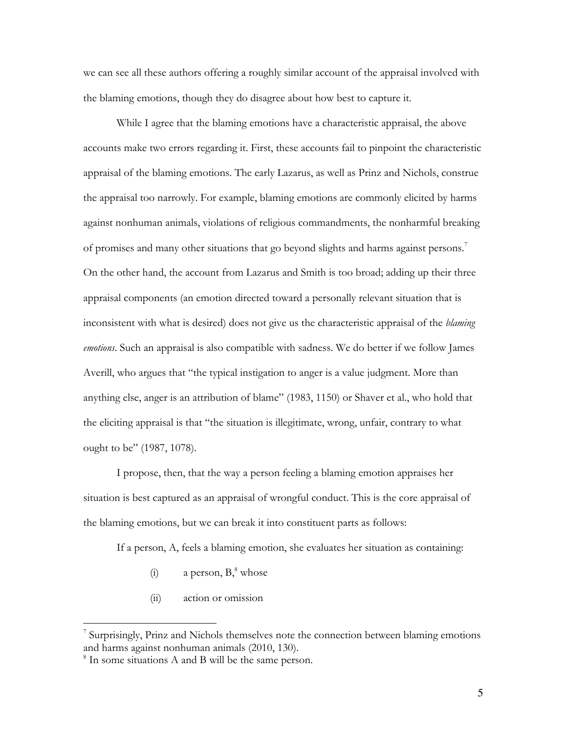we can see all these authors offering a roughly similar account of the appraisal involved with the blaming emotions, though they do disagree about how best to capture it.

While I agree that the blaming emotions have a characteristic appraisal, the above accounts make two errors regarding it. First, these accounts fail to pinpoint the characteristic appraisal of the blaming emotions. The early Lazarus, as well as Prinz and Nichols, construe the appraisal too narrowly. For example, blaming emotions are commonly elicited by harms against nonhuman animals, violations of religious commandments, the nonharmful breaking of promises and many other situations that go beyond slights and harms against persons.[7] On the other hand, the account from Lazarus and Smith is too broad; adding up their three appraisal components (an emotion directed toward a personally relevant situation that is inconsistent with what is desired) does not give us the characteristic appraisal of the *blaming emotions*. Such an appraisal is also compatible with sadness. We do better if we follow James Averill, who argues that "the typical instigation to anger is a value judgment. More than anything else, anger is an attribution of blame" (1983, 1150) or Shaver et al., who hold that the eliciting appraisal is that "the situation is illegitimate, wrong, unfair, contrary to what ought to be" (1987, 1078).

I propose, then, that the way a person feeling a blaming emotion appraises her situation is best captured as an appraisal of wrongful conduct. This is the core appraisal of the blaming emotions, but we can break it into constituent parts as follows:

If a person, A, feels a blaming emotion, she evaluates her situation as containing:

(i) a person, B,[8] whose

(ii) action or omission

---

[7] Surprisingly, Prinz and Nichols themselves note the connection between blaming emotions and harms against nonhuman animals (2010, 130).

[8] In some situations A and B will be the same person.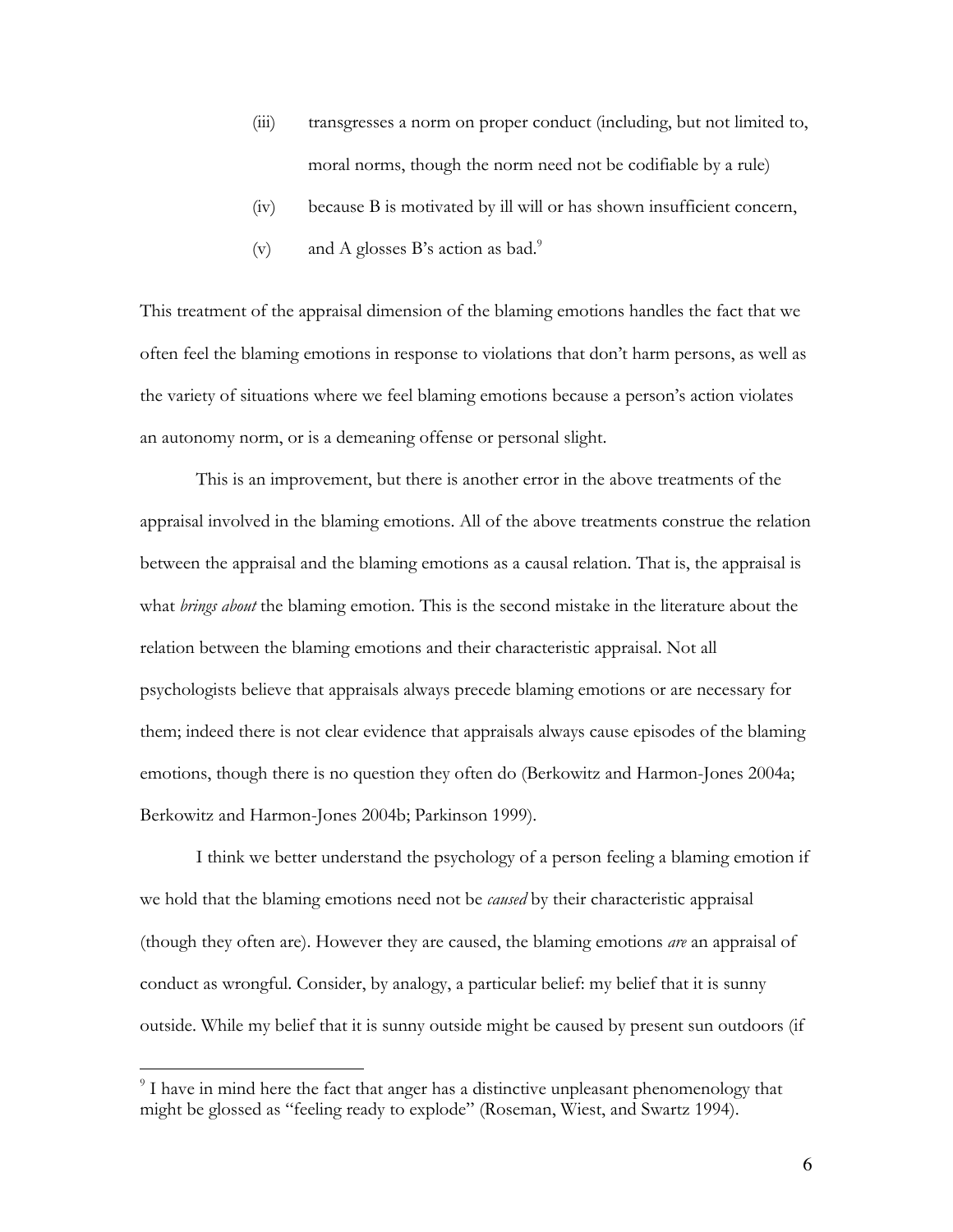(iii) transgresses a norm on proper conduct (including, but not limited to, moral norms, though the norm need not be codifiable by a rule)

(iv) because B is motivated by ill will or has shown insufficient concern,

(v) and A glosses B's action as bad.[9]

This treatment of the appraisal dimension of the blaming emotions handles the fact that we often feel the blaming emotions in response to violations that don't harm persons, as well as the variety of situations where we feel blaming emotions because a person's action violates an autonomy norm, or is a demeaning offense or personal slight.

This is an improvement, but there is another error in the above treatments of the appraisal involved in the blaming emotions. All of the above treatments construe the relation between the appraisal and the blaming emotions as a causal relation. That is, the appraisal is what *brings about* the blaming emotion. This is the second mistake in the literature about the relation between the blaming emotions and their characteristic appraisal. Not all psychologists believe that appraisals always precede blaming emotions or are necessary for them; indeed there is not clear evidence that appraisals always cause episodes of the blaming emotions, though there is no question they often do (Berkowitz and Harmon-Jones 2004a; Berkowitz and Harmon-Jones 2004b; Parkinson 1999).

I think we better understand the psychology of a person feeling a blaming emotion if we hold that the blaming emotions need not be *caused* by their characteristic appraisal (though they often are). However they are caused, the blaming emotions *are* an appraisal of conduct as wrongful. Consider, by analogy, a particular belief: my belief that it is sunny outside. While my belief that it is sunny outside might be caused by present sun outdoors (if

[9] I have in mind here the fact that anger has a distinctive unpleasant phenomenology that might be glossed as "feeling ready to explode" (Roseman, Wiest, and Swartz 1994).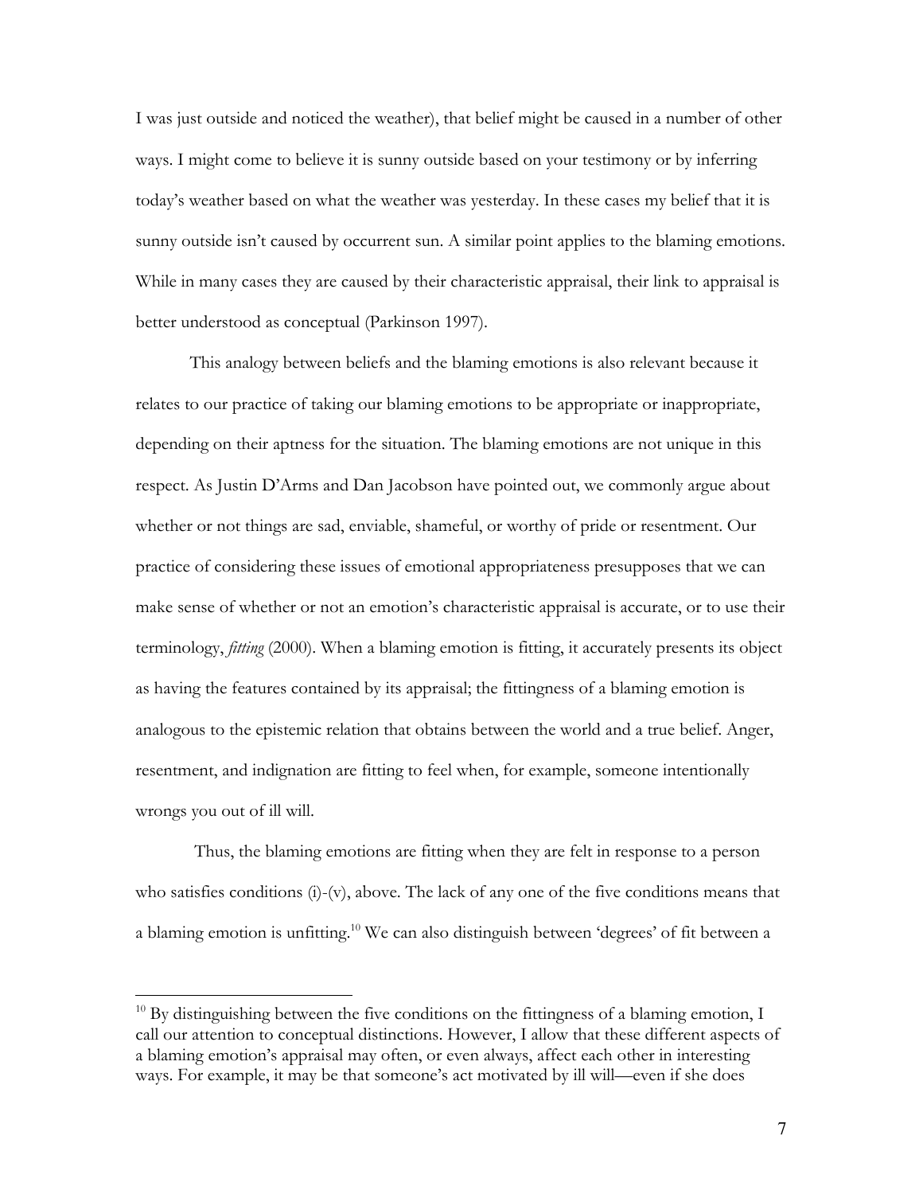I was just outside and noticed the weather), that belief might be caused in a number of other ways. I might come to believe it is sunny outside based on your testimony or by inferring today's weather based on what the weather was yesterday. In these cases my belief that it is sunny outside isn't caused by occurrent sun. A similar point applies to the blaming emotions. While in many cases they are caused by their characteristic appraisal, their link to appraisal is better understood as conceptual (Parkinson 1997).

This analogy between beliefs and the blaming emotions is also relevant because it relates to our practice of taking our blaming emotions to be appropriate or inappropriate, depending on their aptness for the situation. The blaming emotions are not unique in this respect. As Justin D'Arms and Dan Jacobson have pointed out, we commonly argue about whether or not things are sad, enviable, shameful, or worthy of pride or resentment. Our practice of considering these issues of emotional appropriateness presupposes that we can make sense of whether or not an emotion's characteristic appraisal is accurate, or to use their terminology, *fitting* (2000). When a blaming emotion is fitting, it accurately presents its object as having the features contained by its appraisal; the fittingness of a blaming emotion is analogous to the epistemic relation that obtains between the world and a true belief. Anger, resentment, and indignation are fitting to feel when, for example, someone intentionally wrongs you out of ill will.

Thus, the blaming emotions are fitting when they are felt in response to a person who satisfies conditions (i)-(v), above. The lack of any one of the five conditions means that a blaming emotion is unfitting.[10] We can also distinguish between 'degrees' of fit between a

[10] By distinguishing between the five conditions on the fittingness of a blaming emotion, I call our attention to conceptual distinctions. However, I allow that these different aspects of a blaming emotion's appraisal may often, or even always, affect each other in interesting ways. For example, it may be that someone's act motivated by ill will—even if she does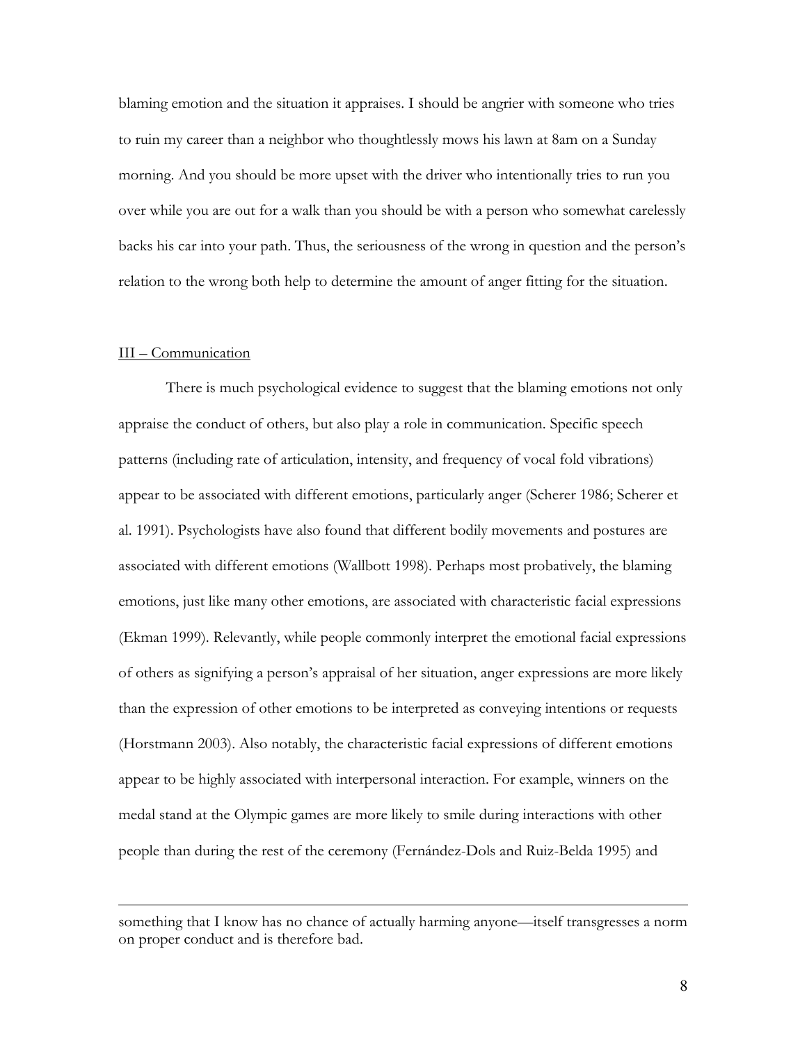blaming emotion and the situation it appraises. I should be angrier with someone who tries to ruin my career than a neighbor who thoughtlessly mows his lawn at 8am on a Sunday morning. And you should be more upset with the driver who intentionally tries to run you over while you are out for a walk than you should be with a person who somewhat carelessly backs his car into your path. Thus, the seriousness of the wrong in question and the person's relation to the wrong both help to determine the amount of anger fitting for the situation.

III – Communication

There is much psychological evidence to suggest that the blaming emotions not only appraise the conduct of others, but also play a role in communication. Specific speech patterns (including rate of articulation, intensity, and frequency of vocal fold vibrations) appear to be associated with different emotions, particularly anger (Scherer 1986; Scherer et al. 1991). Psychologists have also found that different bodily movements and postures are associated with different emotions (Wallbott 1998). Perhaps most probatively, the blaming emotions, just like many other emotions, are associated with characteristic facial expressions (Ekman 1999). Relevantly, while people commonly interpret the emotional facial expressions of others as signifying a person's appraisal of her situation, anger expressions are more likely than the expression of other emotions to be interpreted as conveying intentions or requests (Horstmann 2003). Also notably, the characteristic facial expressions of different emotions appear to be highly associated with interpersonal interaction. For example, winners on the medal stand at the Olympic games are more likely to smile during interactions with other people than during the rest of the ceremony (Fernández-Dols and Ruiz-Belda 1995) and

---

something that I know has no chance of actually harming anyone—itself transgresses a norm on proper conduct and is therefore bad.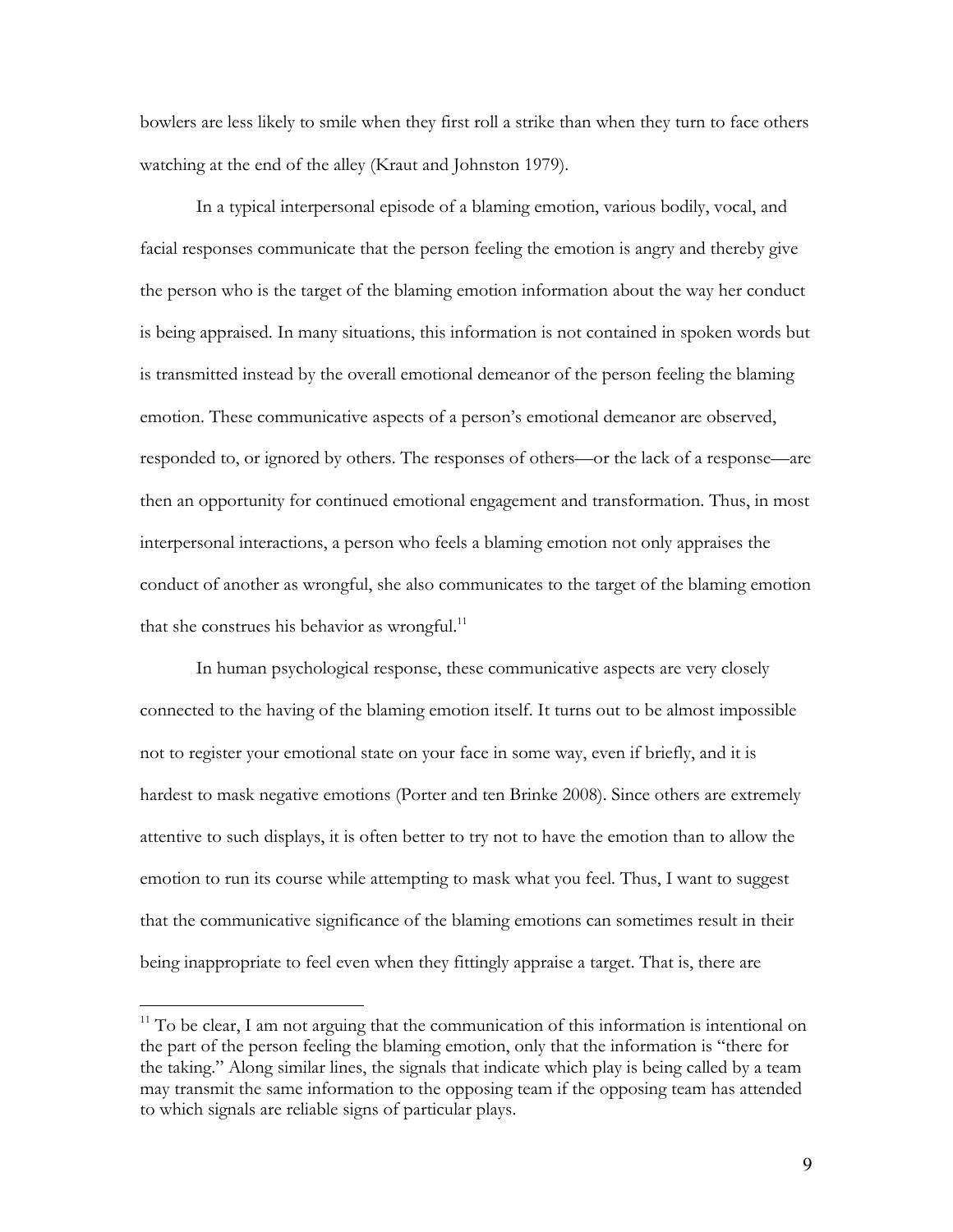bowlers are less likely to smile when they first roll a strike than when they turn to face others watching at the end of the alley (Kraut and Johnston 1979).

In a typical interpersonal episode of a blaming emotion, various bodily, vocal, and facial responses communicate that the person feeling the emotion is angry and thereby give the person who is the target of the blaming emotion information about the way her conduct is being appraised. In many situations, this information is not contained in spoken words but is transmitted instead by the overall emotional demeanor of the person feeling the blaming emotion. These communicative aspects of a person's emotional demeanor are observed, responded to, or ignored by others. The responses of others—or the lack of a response—are then an opportunity for continued emotional engagement and transformation. Thus, in most interpersonal interactions, a person who feels a blaming emotion not only appraises the conduct of another as wrongful, she also communicates to the target of the blaming emotion that she construes his behavior as wrongful.[11]

In human psychological response, these communicative aspects are very closely connected to the having of the blaming emotion itself. It turns out to be almost impossible not to register your emotional state on your face in some way, even if briefly, and it is hardest to mask negative emotions (Porter and ten Brinke 2008). Since others are extremely attentive to such displays, it is often better to try not to have the emotion than to allow the emotion to run its course while attempting to mask what you feel. Thus, I want to suggest that the communicative significance of the blaming emotions can sometimes result in their being inappropriate to feel even when they fittingly appraise a target. That is, there are

---

[11] To be clear, I am not arguing that the communication of this information is intentional on the part of the person feeling the blaming emotion, only that the information is "there for the taking." Along similar lines, the signals that indicate which play is being called by a team may transmit the same information to the opposing team if the opposing team has attended to which signals are reliable signs of particular plays.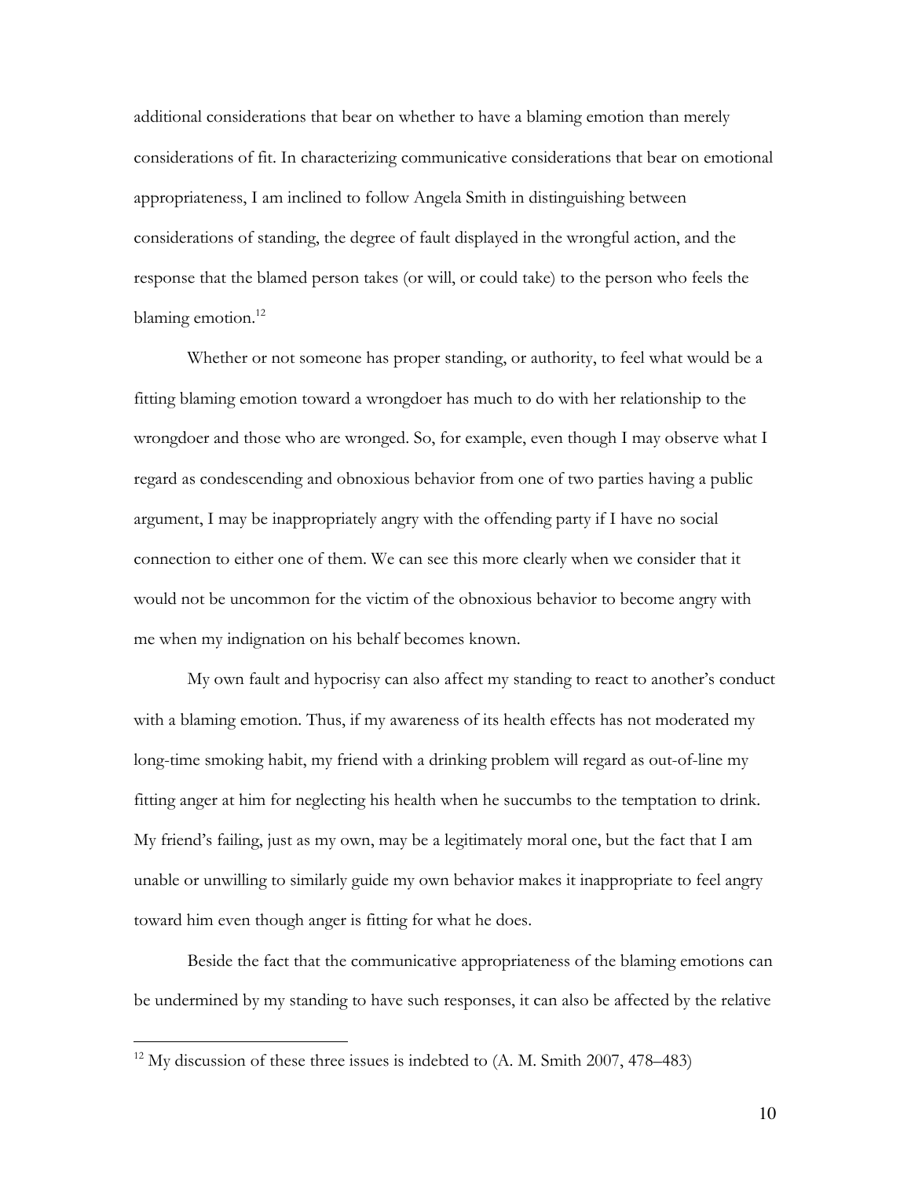additional considerations that bear on whether to have a blaming emotion than merely considerations of fit. In characterizing communicative considerations that bear on emotional appropriateness, I am inclined to follow Angela Smith in distinguishing between considerations of standing, the degree of fault displayed in the wrongful action, and the response that the blamed person takes (or will, or could take) to the person who feels the blaming emotion.[12]

Whether or not someone has proper standing, or authority, to feel what would be a fitting blaming emotion toward a wrongdoer has much to do with her relationship to the wrongdoer and those who are wronged. So, for example, even though I may observe what I regard as condescending and obnoxious behavior from one of two parties having a public argument, I may be inappropriately angry with the offending party if I have no social connection to either one of them. We can see this more clearly when we consider that it would not be uncommon for the victim of the obnoxious behavior to become angry with me when my indignation on his behalf becomes known.

My own fault and hypocrisy can also affect my standing to react to another's conduct with a blaming emotion. Thus, if my awareness of its health effects has not moderated my long-time smoking habit, my friend with a drinking problem will regard as out-of-line my fitting anger at him for neglecting his health when he succumbs to the temptation to drink. My friend's failing, just as my own, may be a legitimately moral one, but the fact that I am unable or unwilling to similarly guide my own behavior makes it inappropriate to feel angry toward him even though anger is fitting for what he does.

Beside the fact that the communicative appropriateness of the blaming emotions can be undermined by my standing to have such responses, it can also be affected by the relative

[12] My discussion of these three issues is indebted to (A. M. Smith 2007, 478–483)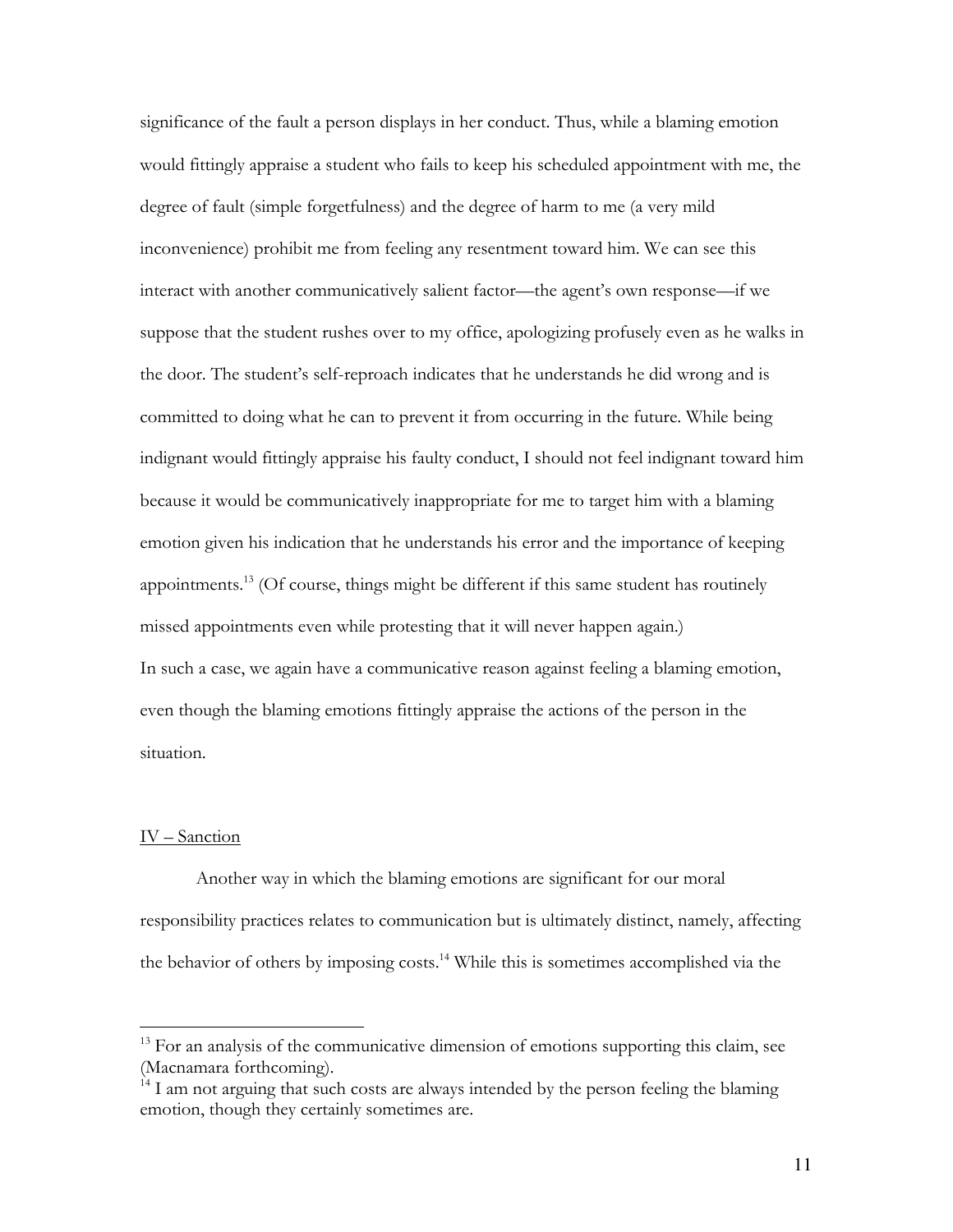significance of the fault a person displays in her conduct. Thus, while a blaming emotion would fittingly appraise a student who fails to keep his scheduled appointment with me, the degree of fault (simple forgetfulness) and the degree of harm to me (a very mild inconvenience) prohibit me from feeling any resentment toward him. We can see this interact with another communicatively salient factor—the agent's own response—if we suppose that the student rushes over to my office, apologizing profusely even as he walks in the door. The student's self-reproach indicates that he understands he did wrong and is committed to doing what he can to prevent it from occurring in the future. While being indignant would fittingly appraise his faulty conduct, I should not feel indignant toward him because it would be communicatively inappropriate for me to target him with a blaming emotion given his indication that he understands his error and the importance of keeping appointments.[13] (Of course, things might be different if this same student has routinely missed appointments even while protesting that it will never happen again.)

In such a case, we again have a communicative reason against feeling a blaming emotion, even though the blaming emotions fittingly appraise the actions of the person in the situation.

## IV – Sanction

Another way in which the blaming emotions are significant for our moral responsibility practices relates to communication but is ultimately distinct, namely, affecting the behavior of others by imposing costs.[14] While this is sometimes accomplished via the

---

[13] For an analysis of the communicative dimension of emotions supporting this claim, see (Macnamara forthcoming).

[14] I am not arguing that such costs are always intended by the person feeling the blaming emotion, though they certainly sometimes are.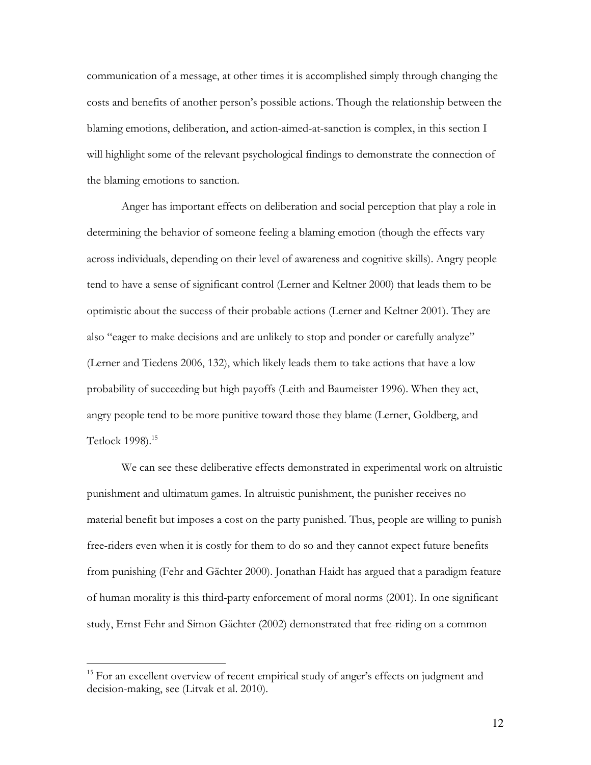communication of a message, at other times it is accomplished simply through changing the costs and benefits of another person's possible actions. Though the relationship between the blaming emotions, deliberation, and action-aimed-at-sanction is complex, in this section I will highlight some of the relevant psychological findings to demonstrate the connection of the blaming emotions to sanction.

Anger has important effects on deliberation and social perception that play a role in determining the behavior of someone feeling a blaming emotion (though the effects vary across individuals, depending on their level of awareness and cognitive skills). Angry people tend to have a sense of significant control (Lerner and Keltner 2000) that leads them to be optimistic about the success of their probable actions (Lerner and Keltner 2001). They are also "eager to make decisions and are unlikely to stop and ponder or carefully analyze" (Lerner and Tiedens 2006, 132), which likely leads them to take actions that have a low probability of succeeding but high payoffs (Leith and Baumeister 1996). When they act, angry people tend to be more punitive toward those they blame (Lerner, Goldberg, and Tetlock 1998).[15]

We can see these deliberative effects demonstrated in experimental work on altruistic punishment and ultimatum games. In altruistic punishment, the punisher receives no material benefit but imposes a cost on the party punished. Thus, people are willing to punish free-riders even when it is costly for them to do so and they cannot expect future benefits from punishing (Fehr and Gächter 2000). Jonathan Haidt has argued that a paradigm feature of human morality is this third-party enforcement of moral norms (2001). In one significant study, Ernst Fehr and Simon Gächter (2002) demonstrated that free-riding on a common

[15] For an excellent overview of recent empirical study of anger's effects on judgment and decision-making, see (Litvak et al. 2010).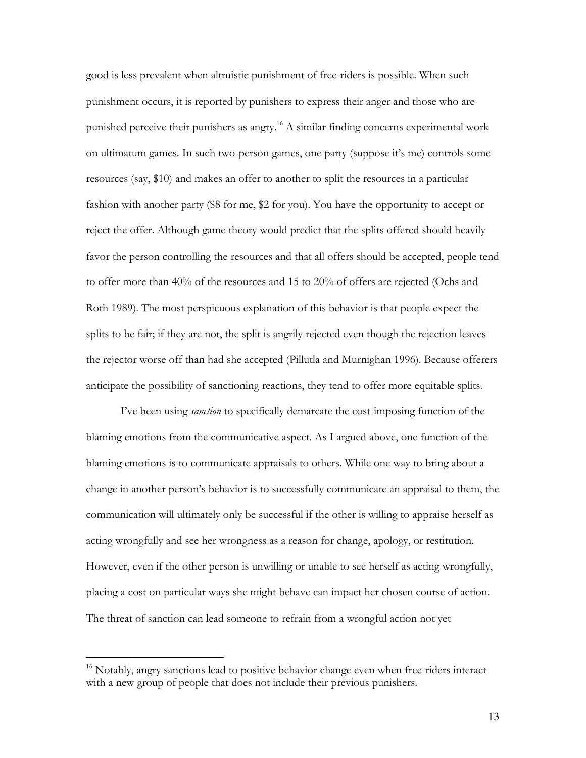good is less prevalent when altruistic punishment of free-riders is possible. When such punishment occurs, it is reported by punishers to express their anger and those who are punished perceive their punishers as angry.[16] A similar finding concerns experimental work on ultimatum games. In such two-person games, one party (suppose it's me) controls some resources (say, $10) and makes an offer to another to split the resources in a particular fashion with another party ($8 for me, $2 for you). You have the opportunity to accept or reject the offer. Although game theory would predict that the splits offered should heavily favor the person controlling the resources and that all offers should be accepted, people tend to offer more than 40% of the resources and 15 to 20% of offers are rejected (Ochs and Roth 1989). The most perspicuous explanation of this behavior is that people expect the splits to be fair; if they are not, the split is angrily rejected even though the rejection leaves the rejector worse off than had she accepted (Pillutla and Murnighan 1996). Because offerers anticipate the possibility of sanctioning reactions, they tend to offer more equitable splits.

I've been using *sanction* to specifically demarcate the cost-imposing function of the blaming emotions from the communicative aspect. As I argued above, one function of the blaming emotions is to communicate appraisals to others. While one way to bring about a change in another person's behavior is to successfully communicate an appraisal to them, the communication will ultimately only be successful if the other is willing to appraise herself as acting wrongfully and see her wrongness as a reason for change, apology, or restitution. However, even if the other person is unwilling or unable to see herself as acting wrongfully, placing a cost on particular ways she might behave can impact her chosen course of action. The threat of sanction can lead someone to refrain from a wrongful action not yet

[16] Notably, angry sanctions lead to positive behavior change even when free-riders interact with a new group of people that does not include their previous punishers.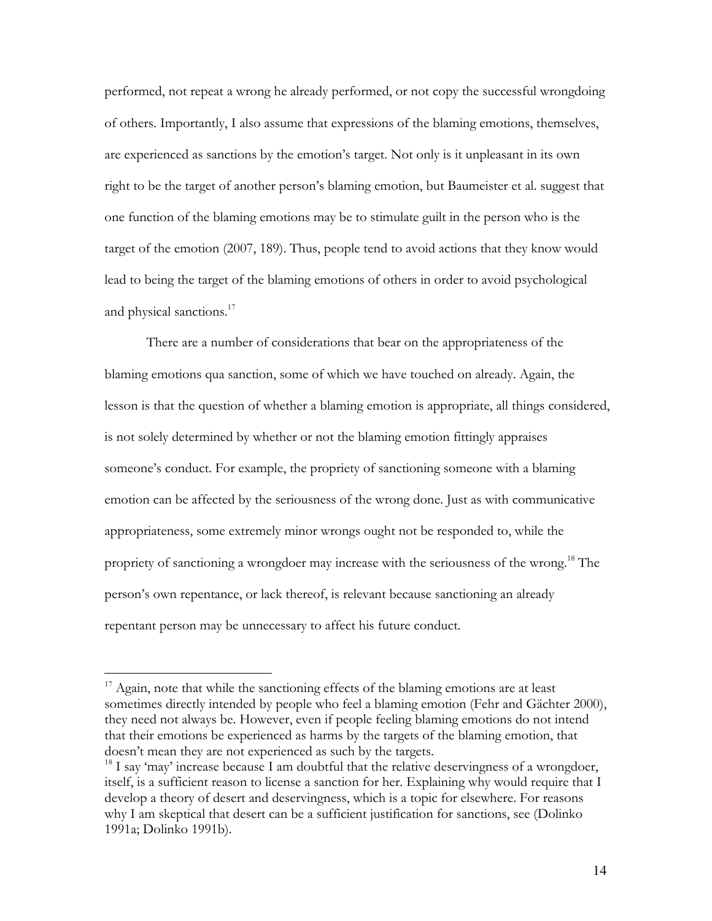performed, not repeat a wrong he already performed, or not copy the successful wrongdoing of others. Importantly, I also assume that expressions of the blaming emotions, themselves, are experienced as sanctions by the emotion's target. Not only is it unpleasant in its own right to be the target of another person's blaming emotion, but Baumeister et al. suggest that one function of the blaming emotions may be to stimulate guilt in the person who is the target of the emotion (2007, 189). Thus, people tend to avoid actions that they know would lead to being the target of the blaming emotions of others in order to avoid psychological and physical sanctions.[17]

There are a number of considerations that bear on the appropriateness of the blaming emotions qua sanction, some of which we have touched on already. Again, the lesson is that the question of whether a blaming emotion is appropriate, all things considered, is not solely determined by whether or not the blaming emotion fittingly appraises someone's conduct. For example, the propriety of sanctioning someone with a blaming emotion can be affected by the seriousness of the wrong done. Just as with communicative appropriateness, some extremely minor wrongs ought not be responded to, while the propriety of sanctioning a wrongdoer may increase with the seriousness of the wrong.[18] The person's own repentance, or lack thereof, is relevant because sanctioning an already repentant person may be unnecessary to affect his future conduct.

---

[17] Again, note that while the sanctioning effects of the blaming emotions are at least sometimes directly intended by people who feel a blaming emotion (Fehr and Gächter 2000), they need not always be. However, even if people feeling blaming emotions do not intend that their emotions be experienced as harms by the targets of the blaming emotion, that doesn't mean they are not experienced as such by the targets.

[18] I say 'may' increase because I am doubtful that the relative deservingness of a wrongdoer, itself, is a sufficient reason to license a sanction for her. Explaining why would require that I develop a theory of desert and deservingness, which is a topic for elsewhere. For reasons why I am skeptical that desert can be a sufficient justification for sanctions, see (Dolinko 1991a; Dolinko 1991b).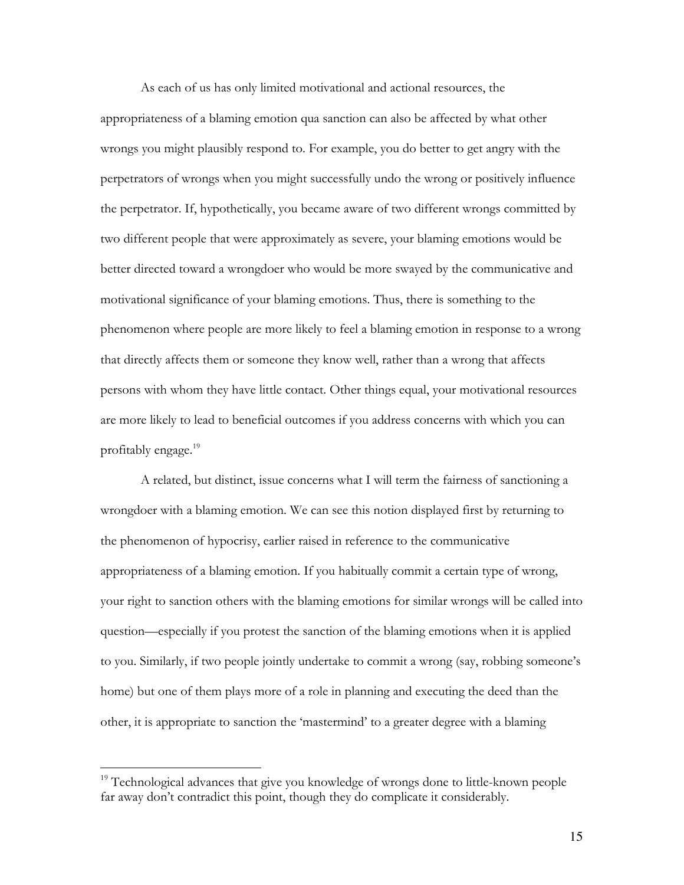As each of us has only limited motivational and actional resources, the appropriateness of a blaming emotion qua sanction can also be affected by what other wrongs you might plausibly respond to. For example, you do better to get angry with the perpetrators of wrongs when you might successfully undo the wrong or positively influence the perpetrator. If, hypothetically, you became aware of two different wrongs committed by two different people that were approximately as severe, your blaming emotions would be better directed toward a wrongdoer who would be more swayed by the communicative and motivational significance of your blaming emotions. Thus, there is something to the phenomenon where people are more likely to feel a blaming emotion in response to a wrong that directly affects them or someone they know well, rather than a wrong that affects persons with whom they have little contact. Other things equal, your motivational resources are more likely to lead to beneficial outcomes if you address concerns with which you can profitably engage.[19]

A related, but distinct, issue concerns what I will term the fairness of sanctioning a wrongdoer with a blaming emotion. We can see this notion displayed first by returning to the phenomenon of hypocrisy, earlier raised in reference to the communicative appropriateness of a blaming emotion. If you habitually commit a certain type of wrong, your right to sanction others with the blaming emotions for similar wrongs will be called into question—especially if you protest the sanction of the blaming emotions when it is applied to you. Similarly, if two people jointly undertake to commit a wrong (say, robbing someone's home) but one of them plays more of a role in planning and executing the deed than the other, it is appropriate to sanction the 'mastermind' to a greater degree with a blaming

[19] Technological advances that give you knowledge of wrongs done to little-known people far away don't contradict this point, though they do complicate it considerably.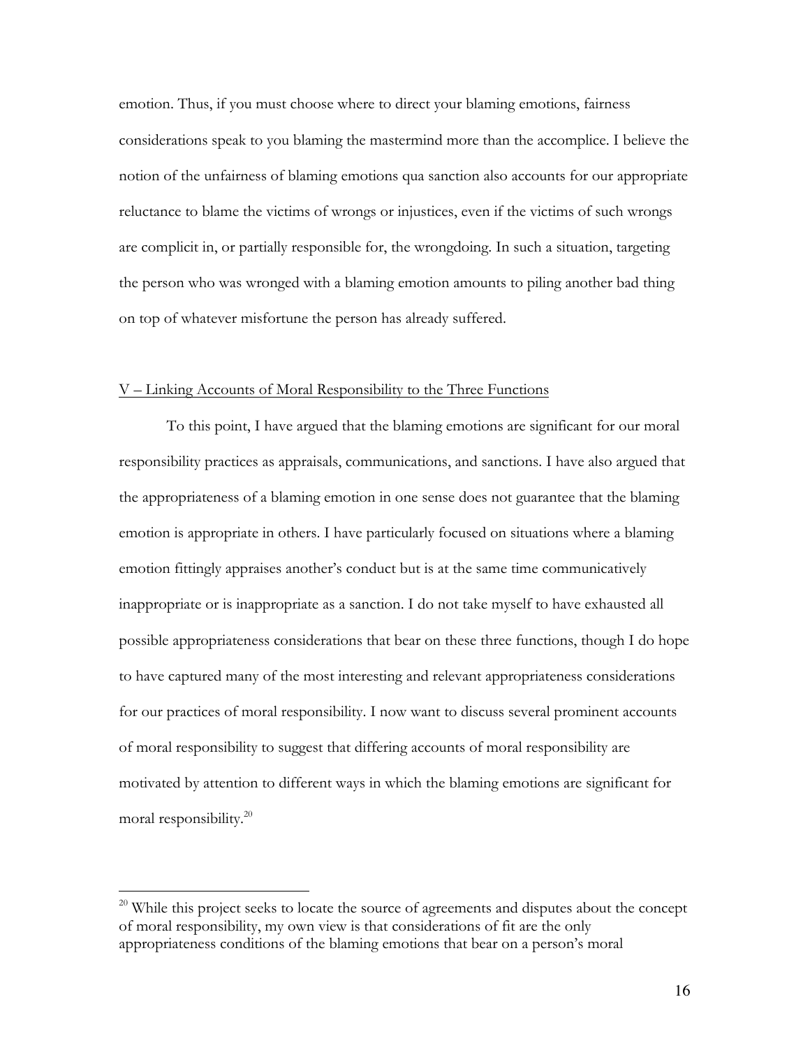emotion. Thus, if you must choose where to direct your blaming emotions, fairness considerations speak to you blaming the mastermind more than the accomplice. I believe the notion of the unfairness of blaming emotions qua sanction also accounts for our appropriate reluctance to blame the victims of wrongs or injustices, even if the victims of such wrongs are complicit in, or partially responsible for, the wrongdoing. In such a situation, targeting the person who was wronged with a blaming emotion amounts to piling another bad thing on top of whatever misfortune the person has already suffered.

## V – Linking Accounts of Moral Responsibility to the Three Functions

To this point, I have argued that the blaming emotions are significant for our moral responsibility practices as appraisals, communications, and sanctions. I have also argued that the appropriateness of a blaming emotion in one sense does not guarantee that the blaming emotion is appropriate in others. I have particularly focused on situations where a blaming emotion fittingly appraises another's conduct but is at the same time communicatively inappropriate or is inappropriate as a sanction. I do not take myself to have exhausted all possible appropriateness considerations that bear on these three functions, though I do hope to have captured many of the most interesting and relevant appropriateness considerations for our practices of moral responsibility. I now want to discuss several prominent accounts of moral responsibility to suggest that differing accounts of moral responsibility are motivated by attention to different ways in which the blaming emotions are significant for moral responsibility.[20]

---

[20] While this project seeks to locate the source of agreements and disputes about the concept of moral responsibility, my own view is that considerations of fit are the only appropriateness conditions of the blaming emotions that bear on a person's moral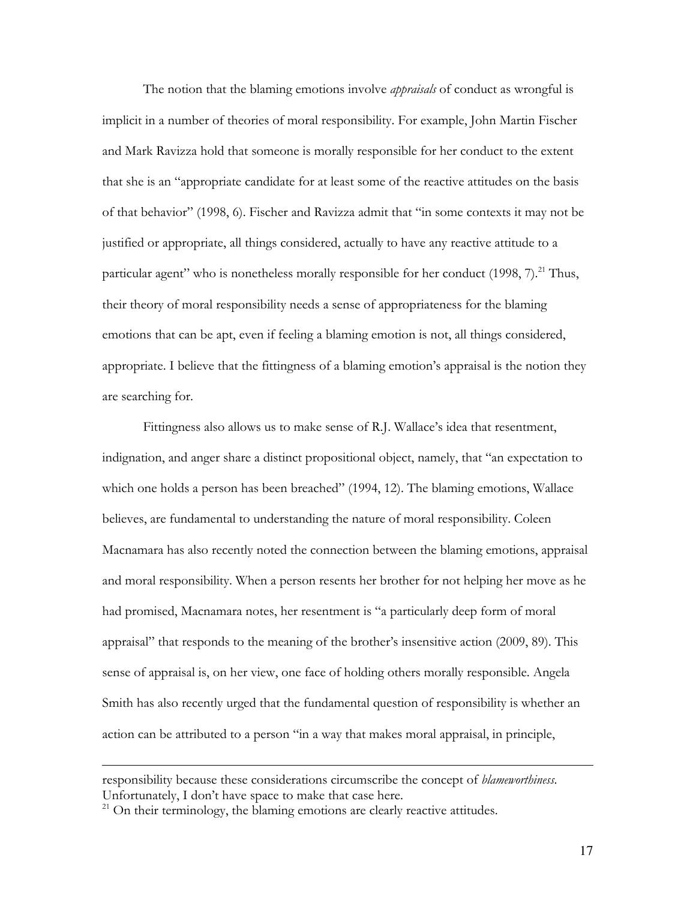The notion that the blaming emotions involve *appraisals* of conduct as wrongful is implicit in a number of theories of moral responsibility. For example, John Martin Fischer and Mark Ravizza hold that someone is morally responsible for her conduct to the extent that she is an "appropriate candidate for at least some of the reactive attitudes on the basis of that behavior" (1998, 6). Fischer and Ravizza admit that "in some contexts it may not be justified or appropriate, all things considered, actually to have any reactive attitude to a particular agent" who is nonetheless morally responsible for her conduct (1998, 7).[21] Thus, their theory of moral responsibility needs a sense of appropriateness for the blaming emotions that can be apt, even if feeling a blaming emotion is not, all things considered, appropriate. I believe that the fittingness of a blaming emotion's appraisal is the notion they are searching for.

Fittingness also allows us to make sense of R.J. Wallace's idea that resentment, indignation, and anger share a distinct propositional object, namely, that "an expectation to which one holds a person has been breached" (1994, 12). The blaming emotions, Wallace believes, are fundamental to understanding the nature of moral responsibility. Coleen Macnamara has also recently noted the connection between the blaming emotions, appraisal and moral responsibility. When a person resents her brother for not helping her move as he had promised, Macnamara notes, her resentment is "a particularly deep form of moral appraisal" that responds to the meaning of the brother's insensitive action (2009, 89). This sense of appraisal is, on her view, one face of holding others morally responsible. Angela Smith has also recently urged that the fundamental question of responsibility is whether an action can be attributed to a person "in a way that makes moral appraisal, in principle,

---

responsibility because these considerations circumscribe the concept of *blameworthiness*. Unfortunately, I don't have space to make that case here.

[21] On their terminology, the blaming emotions are clearly reactive attitudes.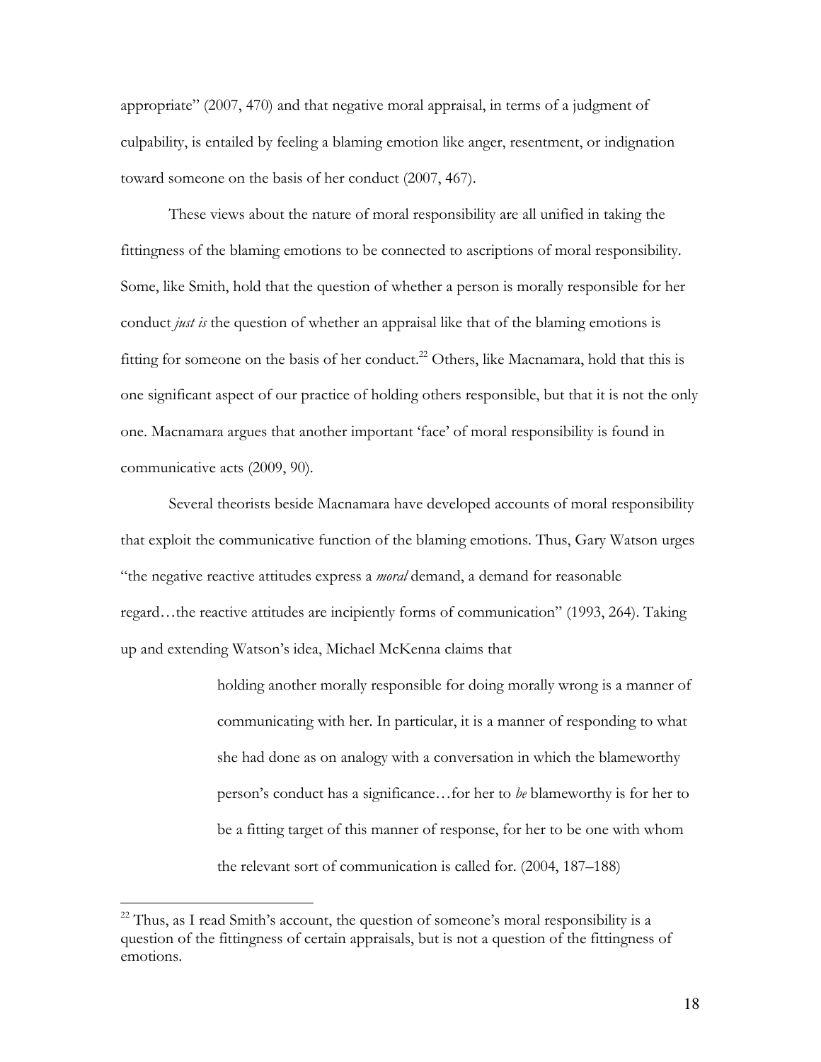appropriate" (2007, 470) and that negative moral appraisal, in terms of a judgment of culpability, is entailed by feeling a blaming emotion like anger, resentment, or indignation toward someone on the basis of her conduct (2007, 467).

These views about the nature of moral responsibility are all unified in taking the fittingness of the blaming emotions to be connected to ascriptions of moral responsibility. Some, like Smith, hold that the question of whether a person is morally responsible for her conduct *just is* the question of whether an appraisal like that of the blaming emotions is fitting for someone on the basis of her conduct.[22] Others, like Macnamara, hold that this is one significant aspect of our practice of holding others responsible, but that it is not the only one. Macnamara argues that another important 'face' of moral responsibility is found in communicative acts (2009, 90).

Several theorists beside Macnamara have developed accounts of moral responsibility that exploit the communicative function of the blaming emotions. Thus, Gary Watson urges "the negative reactive attitudes express a *moral* demand, a demand for reasonable regard…the reactive attitudes are incipiently forms of communication" (1993, 264). Taking up and extending Watson's idea, Michael McKenna claims that

> holding another morally responsible for doing morally wrong is a manner of communicating with her. In particular, it is a manner of responding to what she had done as on analogy with a conversation in which the blameworthy person's conduct has a significance…for her to *be* blameworthy is for her to be a fitting target of this manner of response, for her to be one with whom the relevant sort of communication is called for. (2004, 187–188)

[22] Thus, as I read Smith's account, the question of someone's moral responsibility is a question of the fittingness of certain appraisals, but is not a question of the fittingness of emotions.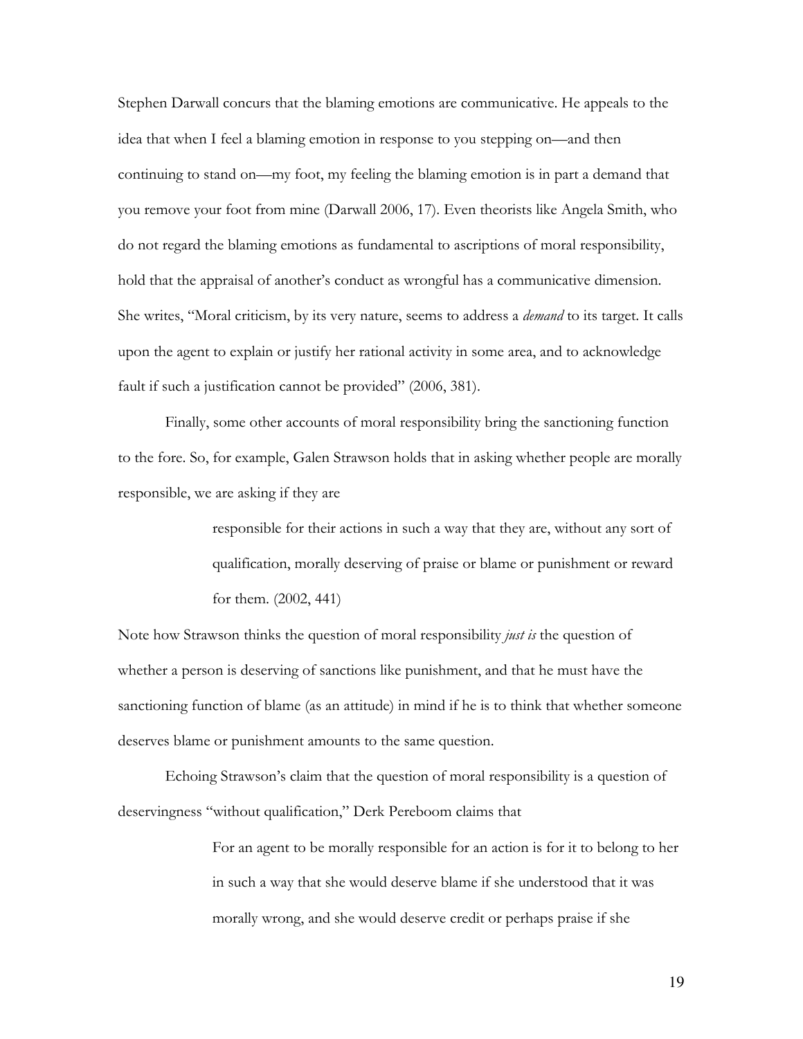Stephen Darwall concurs that the blaming emotions are communicative. He appeals to the idea that when I feel a blaming emotion in response to you stepping on—and then continuing to stand on—my foot, my feeling the blaming emotion is in part a demand that you remove your foot from mine (Darwall 2006, 17). Even theorists like Angela Smith, who do not regard the blaming emotions as fundamental to ascriptions of moral responsibility, hold that the appraisal of another's conduct as wrongful has a communicative dimension. She writes, "Moral criticism, by its very nature, seems to address a *demand* to its target. It calls upon the agent to explain or justify her rational activity in some area, and to acknowledge fault if such a justification cannot be provided" (2006, 381).

Finally, some other accounts of moral responsibility bring the sanctioning function to the fore. So, for example, Galen Strawson holds that in asking whether people are morally responsible, we are asking if they are

> responsible for their actions in such a way that they are, without any sort of qualification, morally deserving of praise or blame or punishment or reward for them. (2002, 441)

Note how Strawson thinks the question of moral responsibility *just is* the question of whether a person is deserving of sanctions like punishment, and that he must have the sanctioning function of blame (as an attitude) in mind if he is to think that whether someone deserves blame or punishment amounts to the same question.

Echoing Strawson's claim that the question of moral responsibility is a question of deservingness "without qualification," Derk Pereboom claims that

> For an agent to be morally responsible for an action is for it to belong to her in such a way that she would deserve blame if she understood that it was morally wrong, and she would deserve credit or perhaps praise if she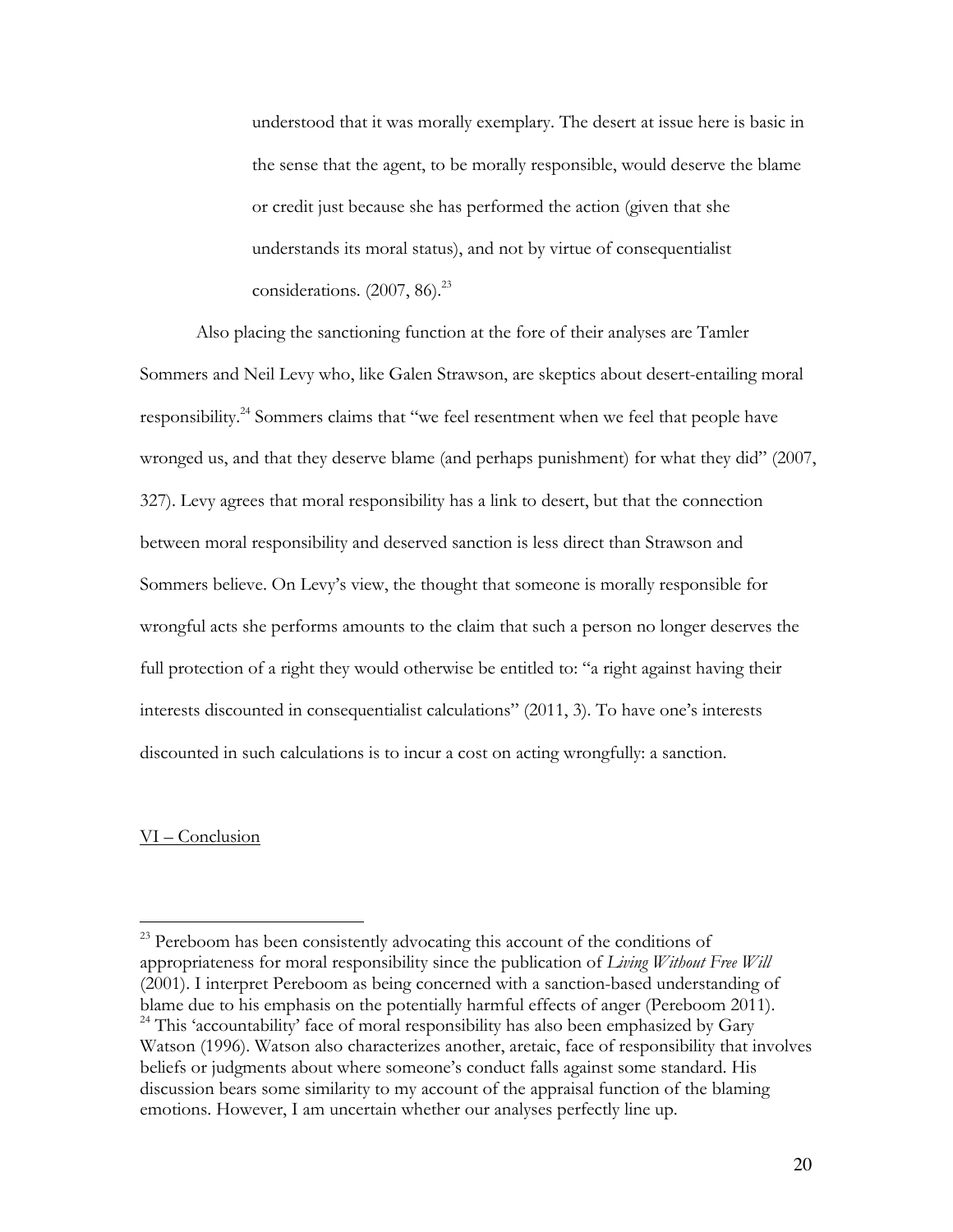> understood that it was morally exemplary. The desert at issue here is basic in the sense that the agent, to be morally responsible, would deserve the blame or credit just because she has performed the action (given that she understands its moral status), and not by virtue of consequentialist considerations. (2007, 86).[23]

Also placing the sanctioning function at the fore of their analyses are Tamler Sommers and Neil Levy who, like Galen Strawson, are skeptics about desert-entailing moral responsibility.[24] Sommers claims that "we feel resentment when we feel that people have wronged us, and that they deserve blame (and perhaps punishment) for what they did" (2007, 327). Levy agrees that moral responsibility has a link to desert, but that the connection between moral responsibility and deserved sanction is less direct than Strawson and Sommers believe. On Levy's view, the thought that someone is morally responsible for wrongful acts she performs amounts to the claim that such a person no longer deserves the full protection of a right they would otherwise be entitled to: "a right against having their interests discounted in consequentialist calculations" (2011, 3). To have one's interests discounted in such calculations is to incur a cost on acting wrongfully: a sanction.

## VI – Conclusion

[23] Pereboom has been consistently advocating this account of the conditions of appropriateness for moral responsibility since the publication of *Living Without Free Will* (2001). I interpret Pereboom as being concerned with a sanction-based understanding of blame due to his emphasis on the potentially harmful effects of anger (Pereboom 2011).

[24] This 'accountability' face of moral responsibility has also been emphasized by Gary Watson (1996). Watson also characterizes another, aretaic, face of responsibility that involves beliefs or judgments about where someone's conduct falls against some standard. His discussion bears some similarity to my account of the appraisal function of the blaming emotions. However, I am uncertain whether our analyses perfectly line up.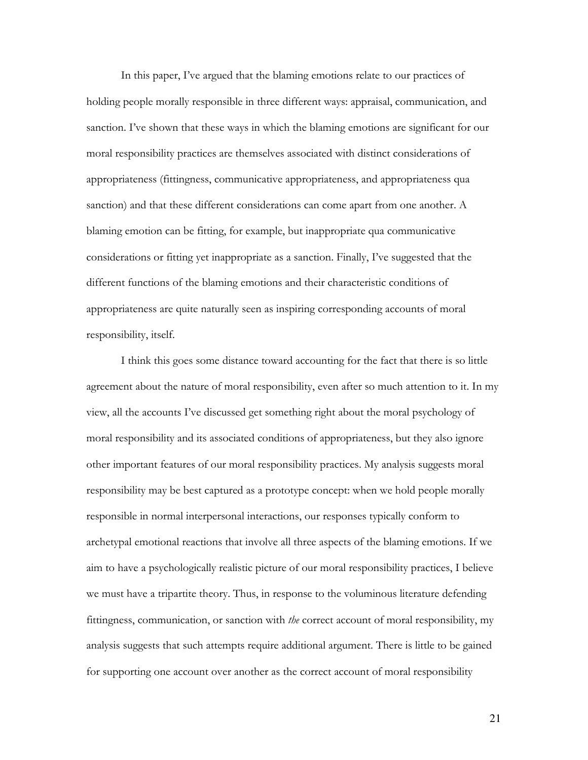In this paper, I've argued that the blaming emotions relate to our practices of holding people morally responsible in three different ways: appraisal, communication, and sanction. I've shown that these ways in which the blaming emotions are significant for our moral responsibility practices are themselves associated with distinct considerations of appropriateness (fittingness, communicative appropriateness, and appropriateness qua sanction) and that these different considerations can come apart from one another. A blaming emotion can be fitting, for example, but inappropriate qua communicative considerations or fitting yet inappropriate as a sanction. Finally, I've suggested that the different functions of the blaming emotions and their characteristic conditions of appropriateness are quite naturally seen as inspiring corresponding accounts of moral responsibility, itself.

I think this goes some distance toward accounting for the fact that there is so little agreement about the nature of moral responsibility, even after so much attention to it. In my view, all the accounts I've discussed get something right about the moral psychology of moral responsibility and its associated conditions of appropriateness, but they also ignore other important features of our moral responsibility practices. My analysis suggests moral responsibility may be best captured as a prototype concept: when we hold people morally responsible in normal interpersonal interactions, our responses typically conform to archetypal emotional reactions that involve all three aspects of the blaming emotions. If we aim to have a psychologically realistic picture of our moral responsibility practices, I believe we must have a tripartite theory. Thus, in response to the voluminous literature defending fittingness, communication, or sanction with *the* correct account of moral responsibility, my analysis suggests that such attempts require additional argument. There is little to be gained for supporting one account over another as the correct account of moral responsibility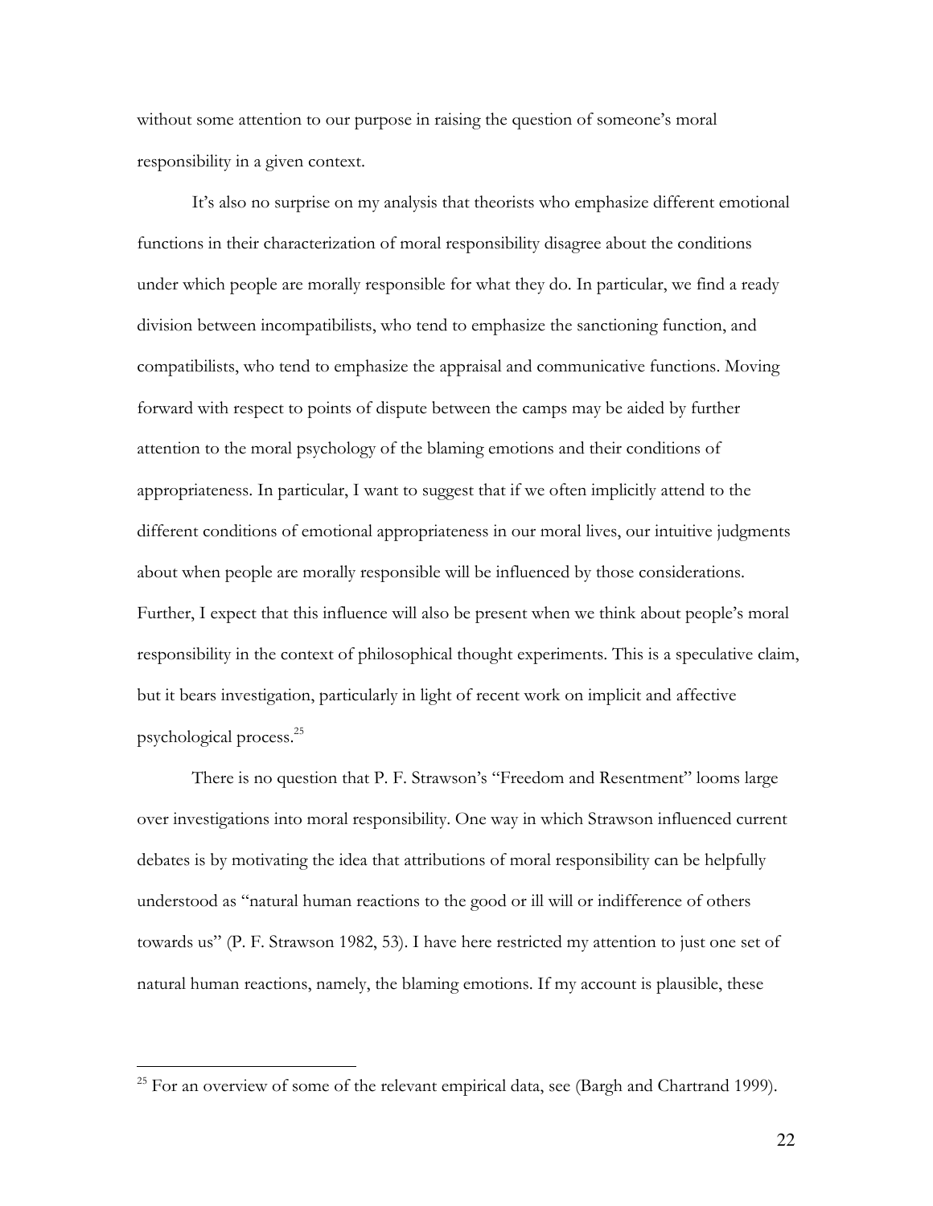without some attention to our purpose in raising the question of someone's moral responsibility in a given context.

It's also no surprise on my analysis that theorists who emphasize different emotional functions in their characterization of moral responsibility disagree about the conditions under which people are morally responsible for what they do. In particular, we find a ready division between incompatibilists, who tend to emphasize the sanctioning function, and compatibilists, who tend to emphasize the appraisal and communicative functions. Moving forward with respect to points of dispute between the camps may be aided by further attention to the moral psychology of the blaming emotions and their conditions of appropriateness. In particular, I want to suggest that if we often implicitly attend to the different conditions of emotional appropriateness in our moral lives, our intuitive judgments about when people are morally responsible will be influenced by those considerations. Further, I expect that this influence will also be present when we think about people's moral responsibility in the context of philosophical thought experiments. This is a speculative claim, but it bears investigation, particularly in light of recent work on implicit and affective psychological process.[25]

There is no question that P. F. Strawson's "Freedom and Resentment" looms large over investigations into moral responsibility. One way in which Strawson influenced current debates is by motivating the idea that attributions of moral responsibility can be helpfully understood as "natural human reactions to the good or ill will or indifference of others towards us" (P. F. Strawson 1982, 53). I have here restricted my attention to just one set of natural human reactions, namely, the blaming emotions. If my account is plausible, these

[25] For an overview of some of the relevant empirical data, see (Bargh and Chartrand 1999).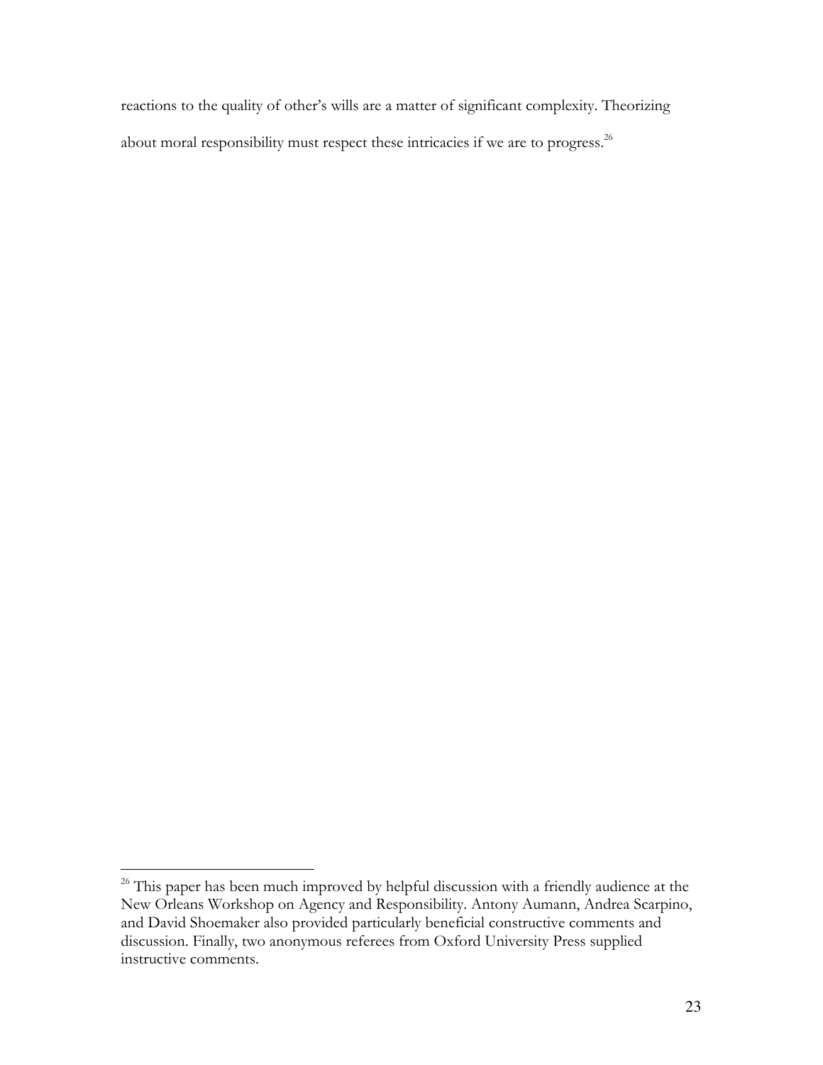reactions to the quality of other's wills are a matter of significant complexity. Theorizing about moral responsibility must respect these intricacies if we are to progress.[26]

---

[26] This paper has been much improved by helpful discussion with a friendly audience at the New Orleans Workshop on Agency and Responsibility. Antony Aumann, Andrea Scarpino, and David Shoemaker also provided particularly beneficial constructive comments and discussion. Finally, two anonymous referees from Oxford University Press supplied instructive comments.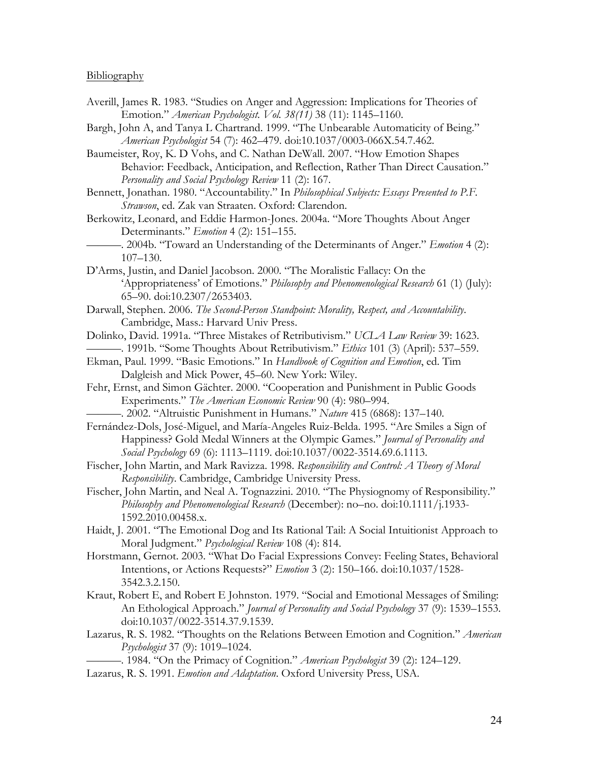Bibliography

Averill, James R. 1983. "Studies on Anger and Aggression: Implications for Theories of Emotion." *American Psychologist. Vol. 38(11)* 38 (11): 1145–1160.

Bargh, John A, and Tanya L Chartrand. 1999. "The Unbearable Automaticity of Being." *American Psychologist* 54 (7): 462–479. doi:10.1037/0003-066X.54.7.462.

Baumeister, Roy, K. D Vohs, and C. Nathan DeWall. 2007. "How Emotion Shapes Behavior: Feedback, Anticipation, and Reflection, Rather Than Direct Causation." *Personality and Social Psychology Review* 11 (2): 167.

Bennett, Jonathan. 1980. "Accountability." In *Philosophical Subjects: Essays Presented to P.F. Strawson*, ed. Zak van Straaten. Oxford: Clarendon.

Berkowitz, Leonard, and Eddie Harmon-Jones. 2004a. "More Thoughts About Anger Determinants." *Emotion* 4 (2): 151–155.

———. 2004b. "Toward an Understanding of the Determinants of Anger." *Emotion* 4 (2): 107–130.

D'Arms, Justin, and Daniel Jacobson. 2000. "The Moralistic Fallacy: On the 'Appropriateness' of Emotions." *Philosophy and Phenomenological Research* 61 (1) (July): 65–90. doi:10.2307/2653403.

Darwall, Stephen. 2006. *The Second-Person Standpoint: Morality, Respect, and Accountability*. Cambridge, Mass.: Harvard Univ Press.

Dolinko, David. 1991a. "Three Mistakes of Retributivism." *UCLA Law Review* 39: 1623.

———. 1991b. "Some Thoughts About Retributivism." *Ethics* 101 (3) (April): 537–559.

Ekman, Paul. 1999. "Basic Emotions." In *Handbook of Cognition and Emotion*, ed. Tim Dalgleish and Mick Power, 45–60. New York: Wiley.

Fehr, Ernst, and Simon Gächter. 2000. "Cooperation and Punishment in Public Goods Experiments." *The American Economic Review* 90 (4): 980–994.

———. 2002. "Altruistic Punishment in Humans." *Nature* 415 (6868): 137–140.

Fernández-Dols, José-Miguel, and María-Angeles Ruiz-Belda. 1995. "Are Smiles a Sign of Happiness? Gold Medal Winners at the Olympic Games." *Journal of Personality and Social Psychology* 69 (6): 1113–1119. doi:10.1037/0022-3514.69.6.1113.

Fischer, John Martin, and Mark Ravizza. 1998. *Responsibility and Control: A Theory of Moral Responsibility*. Cambridge, Cambridge University Press.

Fischer, John Martin, and Neal A. Tognazzini. 2010. "The Physiognomy of Responsibility." *Philosophy and Phenomenological Research* (December): no–no. doi:10.1111/j.1933-1592.2010.00458.x.

Haidt, J. 2001. "The Emotional Dog and Its Rational Tail: A Social Intuitionist Approach to Moral Judgment." *Psychological Review* 108 (4): 814.

Horstmann, Gernot. 2003. "What Do Facial Expressions Convey: Feeling States, Behavioral Intentions, or Actions Requests?" *Emotion* 3 (2): 150–166. doi:10.1037/1528-3542.3.2.150.

Kraut, Robert E, and Robert E Johnston. 1979. "Social and Emotional Messages of Smiling: An Ethological Approach." *Journal of Personality and Social Psychology* 37 (9): 1539–1553. doi:10.1037/0022-3514.37.9.1539.

Lazarus, R. S. 1982. "Thoughts on the Relations Between Emotion and Cognition." *American Psychologist* 37 (9): 1019–1024.

———. 1984. "On the Primacy of Cognition." *American Psychologist* 39 (2): 124–129.

Lazarus, R. S. 1991. *Emotion and Adaptation*. Oxford University Press, USA.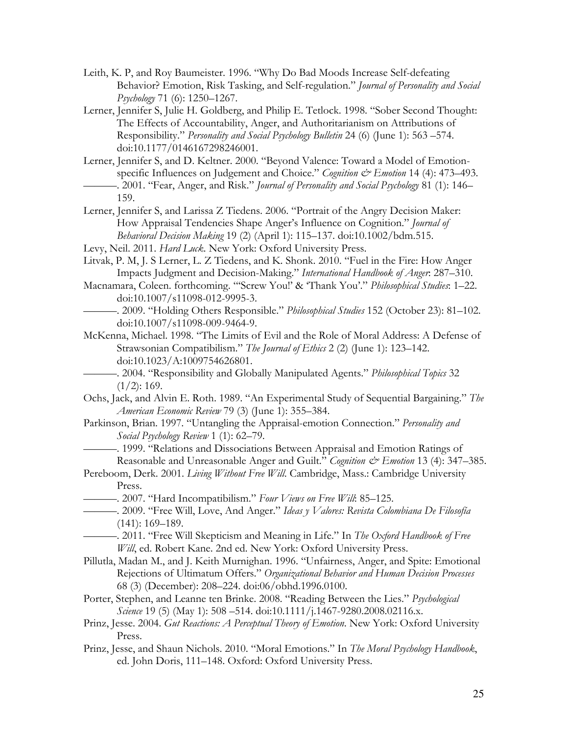Leith, K. P, and Roy Baumeister. 1996. "Why Do Bad Moods Increase Self-defeating Behavior? Emotion, Risk Tasking, and Self-regulation." *Journal of Personality and Social Psychology* 71 (6): 1250–1267.

Lerner, Jennifer S, Julie H. Goldberg, and Philip E. Tetlock. 1998. "Sober Second Thought: The Effects of Accountability, Anger, and Authoritarianism on Attributions of Responsibility." *Personality and Social Psychology Bulletin* 24 (6) (June 1): 563 –574. doi:10.1177/0146167298246001.

Lerner, Jennifer S, and D. Keltner. 2000. "Beyond Valence: Toward a Model of Emotion-specific Influences on Judgement and Choice." *Cognition & Emotion* 14 (4): 473–493.

———. 2001. "Fear, Anger, and Risk." *Journal of Personality and Social Psychology* 81 (1): 146–159.

Lerner, Jennifer S, and Larissa Z Tiedens. 2006. "Portrait of the Angry Decision Maker: How Appraisal Tendencies Shape Anger's Influence on Cognition." *Journal of Behavioral Decision Making* 19 (2) (April 1): 115–137. doi:10.1002/bdm.515.

Levy, Neil. 2011. *Hard Luck*. New York: Oxford University Press.

Litvak, P. M, J. S Lerner, L. Z Tiedens, and K. Shonk. 2010. "Fuel in the Fire: How Anger Impacts Judgment and Decision-Making." *International Handbook of Anger*: 287–310.

Macnamara, Coleen. forthcoming. "'Screw You!' & 'Thank You'." *Philosophical Studies*: 1–22. doi:10.1007/s11098-012-9995-3.

———. 2009. "Holding Others Responsible." *Philosophical Studies* 152 (October 23): 81–102. doi:10.1007/s11098-009-9464-9.

McKenna, Michael. 1998. "The Limits of Evil and the Role of Moral Address: A Defense of Strawsonian Compatibilism." *The Journal of Ethics* 2 (2) (June 1): 123–142. doi:10.1023/A:1009754626801.

———. 2004. "Responsibility and Globally Manipulated Agents." *Philosophical Topics* 32 (1/2): 169.

Ochs, Jack, and Alvin E. Roth. 1989. "An Experimental Study of Sequential Bargaining." *The American Economic Review* 79 (3) (June 1): 355–384.

Parkinson, Brian. 1997. "Untangling the Appraisal-emotion Connection." *Personality and Social Psychology Review* 1 (1): 62–79.

———. 1999. "Relations and Dissociations Between Appraisal and Emotion Ratings of Reasonable and Unreasonable Anger and Guilt." *Cognition & Emotion* 13 (4): 347–385.

Pereboom, Derk. 2001. *Living Without Free Will*. Cambridge, Mass.: Cambridge University Press.

———. 2007. "Hard Incompatibilism." *Four Views on Free Will*: 85–125.

———. 2009. "Free Will, Love, And Anger." *Ideas y Valores: Revista Colombiana De Filosofía* (141): 169–189.

———. 2011. "Free Will Skepticism and Meaning in Life." In *The Oxford Handbook of Free Will*, ed. Robert Kane. 2nd ed. New York: Oxford University Press.

Pillutla, Madan M., and J. Keith Murnighan. 1996. "Unfairness, Anger, and Spite: Emotional Rejections of Ultimatum Offers." *Organizational Behavior and Human Decision Processes* 68 (3) (December): 208–224. doi:06/obhd.1996.0100.

Porter, Stephen, and Leanne ten Brinke. 2008. "Reading Between the Lies." *Psychological Science* 19 (5) (May 1): 508 –514. doi:10.1111/j.1467-9280.2008.02116.x.

Prinz, Jesse. 2004. *Gut Reactions: A Perceptual Theory of Emotion*. New York: Oxford University Press.

Prinz, Jesse, and Shaun Nichols. 2010. "Moral Emotions." In *The Moral Psychology Handbook*, ed. John Doris, 111–148. Oxford: Oxford University Press.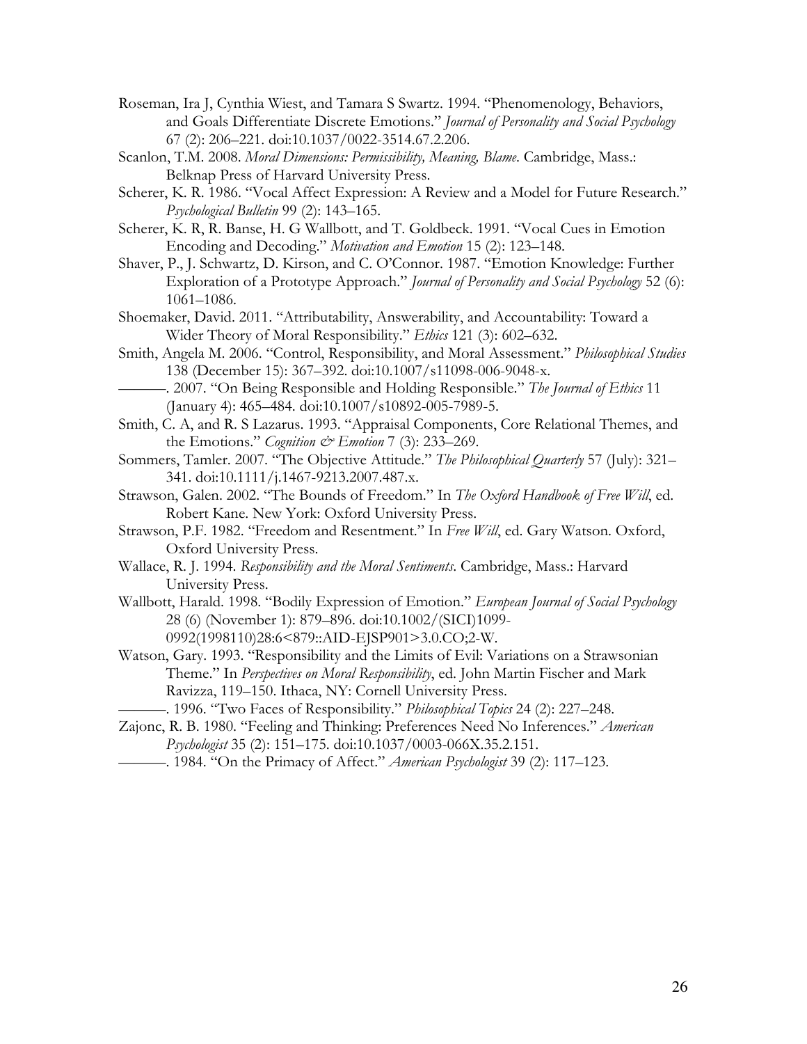Roseman, Ira J, Cynthia Wiest, and Tamara S Swartz. 1994. "Phenomenology, Behaviors, and Goals Differentiate Discrete Emotions." *Journal of Personality and Social Psychology* 67 (2): 206–221. doi:10.1037/0022-3514.67.2.206.

Scanlon, T.M. 2008. *Moral Dimensions: Permissibility, Meaning, Blame*. Cambridge, Mass.: Belknap Press of Harvard University Press.

Scherer, K. R. 1986. "Vocal Affect Expression: A Review and a Model for Future Research." *Psychological Bulletin* 99 (2): 143–165.

Scherer, K. R, R. Banse, H. G Wallbott, and T. Goldbeck. 1991. "Vocal Cues in Emotion Encoding and Decoding." *Motivation and Emotion* 15 (2): 123–148.

Shaver, P., J. Schwartz, D. Kirson, and C. O'Connor. 1987. "Emotion Knowledge: Further Exploration of a Prototype Approach." *Journal of Personality and Social Psychology* 52 (6): 1061–1086.

Shoemaker, David. 2011. "Attributability, Answerability, and Accountability: Toward a Wider Theory of Moral Responsibility." *Ethics* 121 (3): 602–632.

Smith, Angela M. 2006. "Control, Responsibility, and Moral Assessment." *Philosophical Studies* 138 (December 15): 367–392. doi:10.1007/s11098-006-9048-x.

———. 2007. "On Being Responsible and Holding Responsible." *The Journal of Ethics* 11 (January 4): 465–484. doi:10.1007/s10892-005-7989-5.

Smith, C. A, and R. S Lazarus. 1993. "Appraisal Components, Core Relational Themes, and the Emotions." *Cognition & Emotion* 7 (3): 233–269.

Sommers, Tamler. 2007. "The Objective Attitude." *The Philosophical Quarterly* 57 (July): 321–341. doi:10.1111/j.1467-9213.2007.487.x.

Strawson, Galen. 2002. "The Bounds of Freedom." In *The Oxford Handbook of Free Will*, ed. Robert Kane. New York: Oxford University Press.

Strawson, P.F. 1982. "Freedom and Resentment." In *Free Will*, ed. Gary Watson. Oxford, Oxford University Press.

Wallace, R. J. 1994. *Responsibility and the Moral Sentiments*. Cambridge, Mass.: Harvard University Press.

Wallbott, Harald. 1998. "Bodily Expression of Emotion." *European Journal of Social Psychology* 28 (6) (November 1): 879–896. doi:10.1002/(SICI)1099-0992(1998110)28:6<879::AID-EJSP901>3.0.CO;2-W.

Watson, Gary. 1993. "Responsibility and the Limits of Evil: Variations on a Strawsonian Theme." In *Perspectives on Moral Responsibility*, ed. John Martin Fischer and Mark Ravizza, 119–150. Ithaca, NY: Cornell University Press.

———. 1996. "Two Faces of Responsibility." *Philosophical Topics* 24 (2): 227–248.

Zajonc, R. B. 1980. "Feeling and Thinking: Preferences Need No Inferences." *American Psychologist* 35 (2): 151–175. doi:10.1037/0003-066X.35.2.151.

———. 1984. "On the Primacy of Affect." *American Psychologist* 39 (2): 117–123.